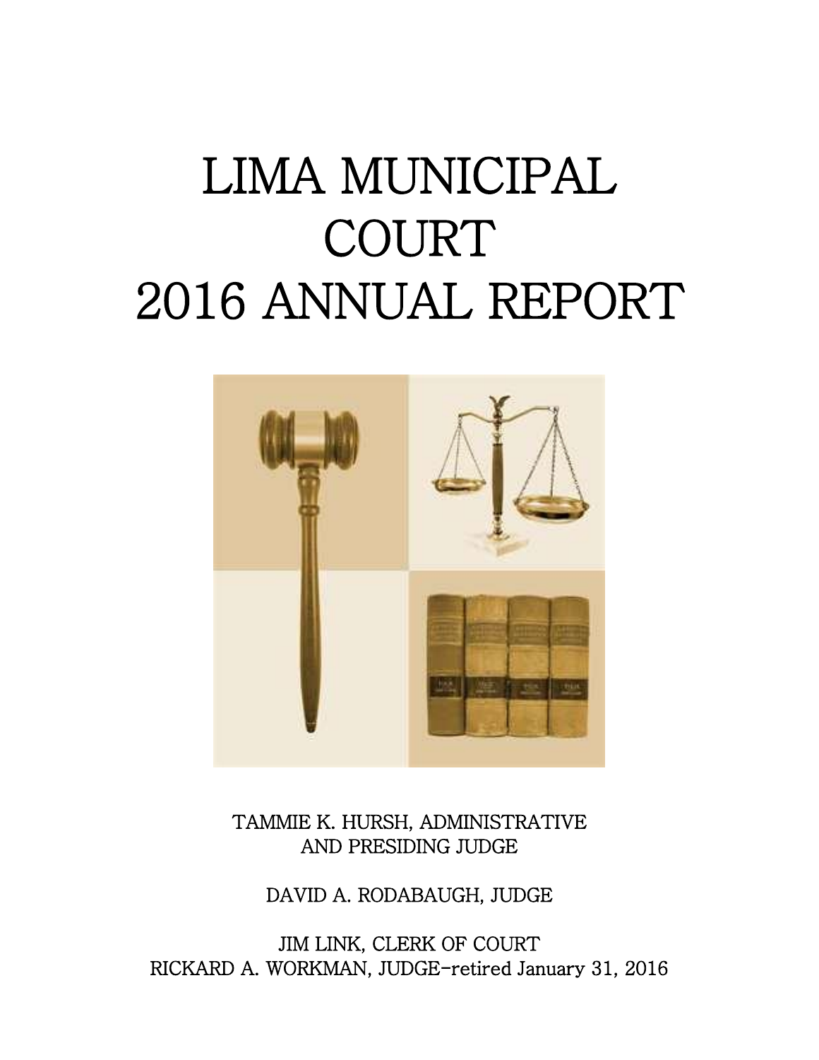# LIMA MUNICIPAL COURT 2016 ANNUAL REPORT

TAMMIE K. HURSH, ADMINISTRATIVE AND PRESIDING JUDGE

DAVID A. RODABAUGH, JUDGE

JIM LINK, CLERK OF COURT

RICKARD A. WORKMAN, JUDGE-retired January 31, 2016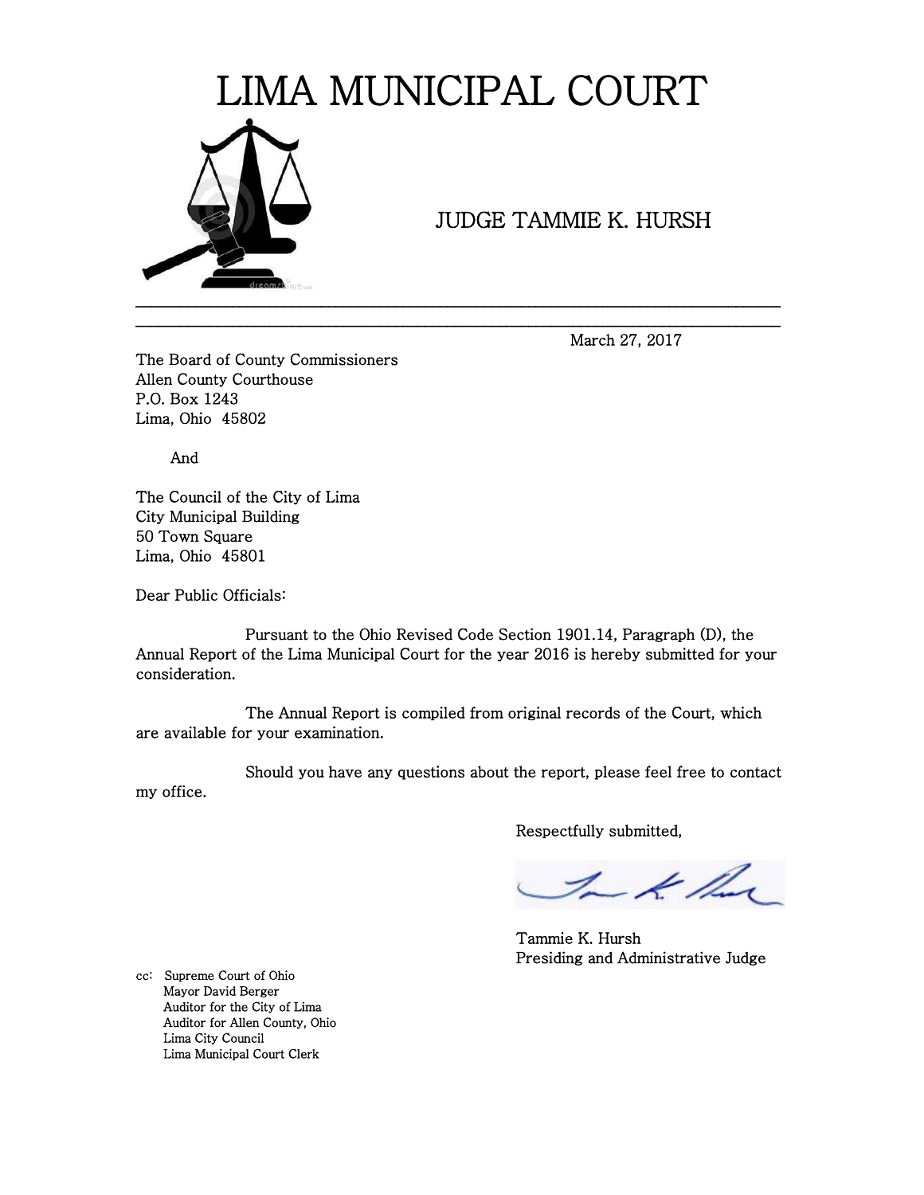# LIMA MUNICIPAL COURT

JUDGE TAMMIE K. HURSH

---

March 27, 2017

The Board of County Commissioners
Allen County Courthouse
P.O. Box 1243
Lima, Ohio 45802

And

The Council of the City of Lima
City Municipal Building
50 Town Square
Lima, Ohio 45801

Dear Public Officials:

Pursuant to the Ohio Revised Code Section 1901.14, Paragraph (D), the Annual Report of the Lima Municipal Court for the year 2016 is hereby submitted for your consideration.

The Annual Report is compiled from original records of the Court, which are available for your examination.

Should you have any questions about the report, please feel free to contact my office.

Respectfully submitted,

Tammie K. Hursh
Presiding and Administrative Judge

cc: Supreme Court of Ohio
Mayor David Berger
Auditor for the City of Lima
Auditor for Allen County, Ohio
Lima City Council
Lima Municipal Court Clerk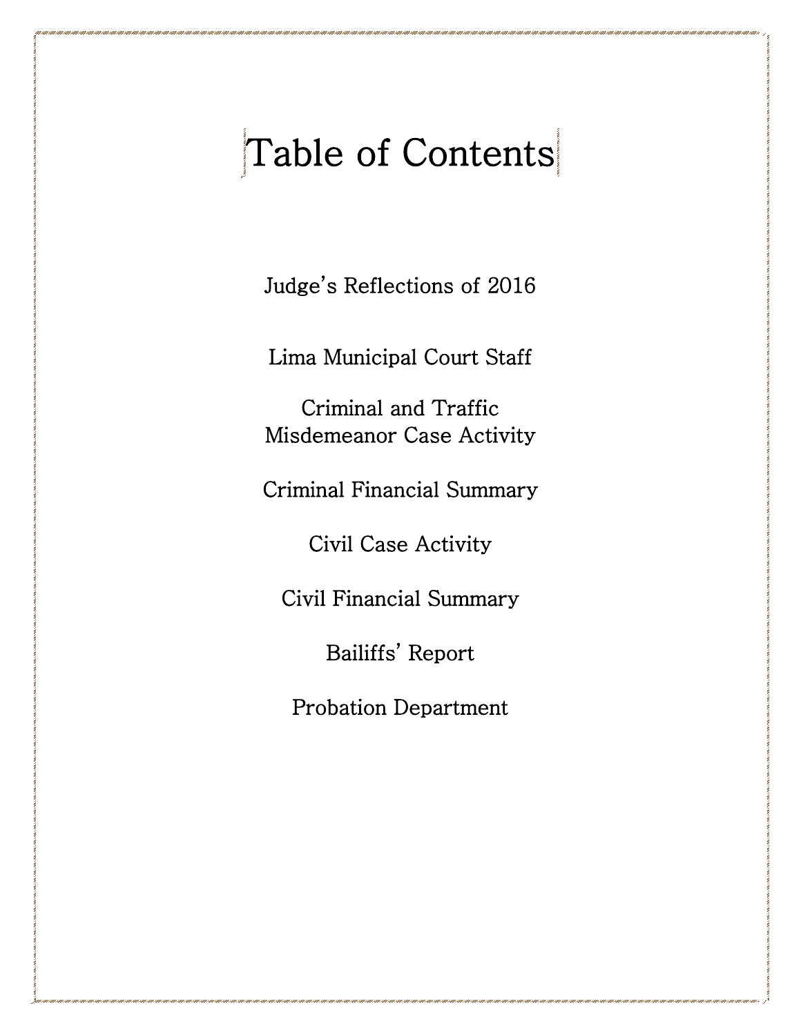# Table of Contents

Judge's Reflections of 2016

Lima Municipal Court Staff

Criminal and Traffic Misdemeanor Case Activity

Criminal Financial Summary

Civil Case Activity

Civil Financial Summary

Bailiffs' Report

Probation Department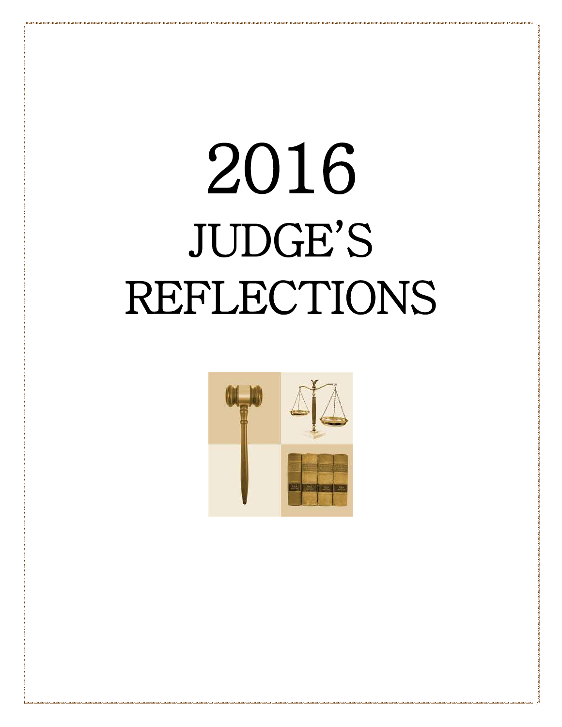# 2016

# JUDGE'S REFLECTIONS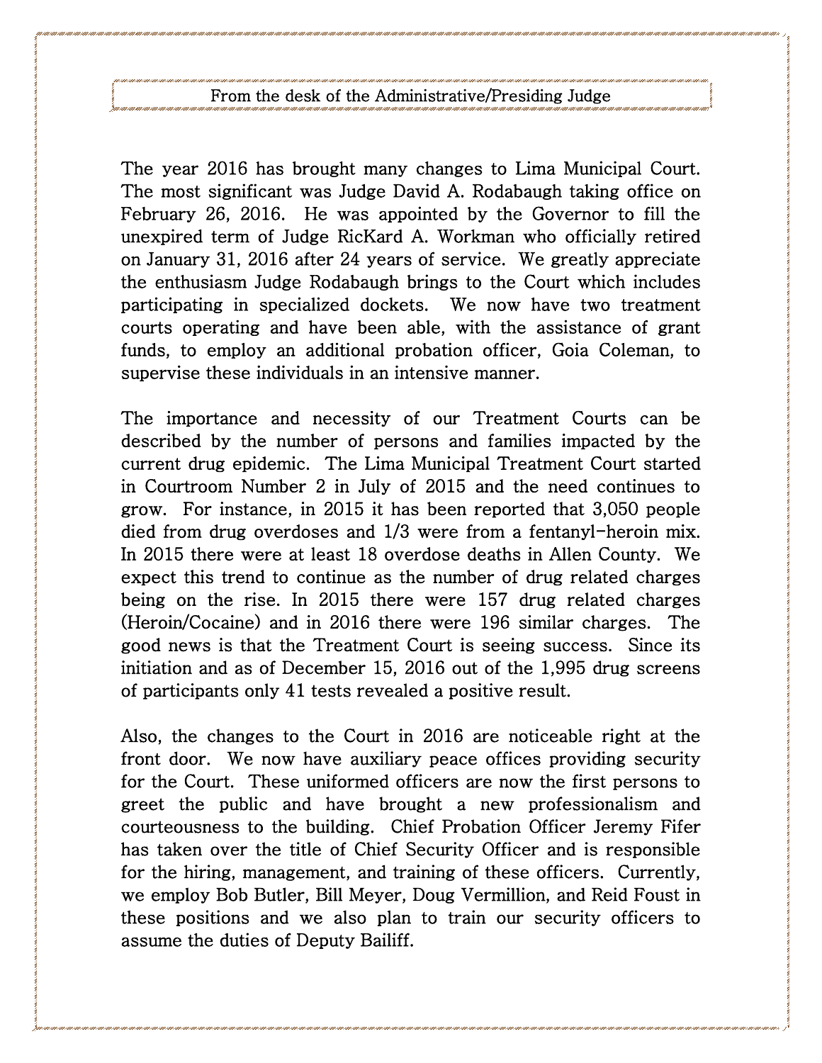## From the desk of the Administrative/Presiding Judge

The year 2016 has brought many changes to Lima Municipal Court. The most significant was Judge David A. Rodabaugh taking office on February 26, 2016. He was appointed by the Governor to fill the unexpired term of Judge RicKard A. Workman who officially retired on January 31, 2016 after 24 years of service. We greatly appreciate the enthusiasm Judge Rodabaugh brings to the Court which includes participating in specialized dockets. We now have two treatment courts operating and have been able, with the assistance of grant funds, to employ an additional probation officer, Goia Coleman, to supervise these individuals in an intensive manner.

The importance and necessity of our Treatment Courts can be described by the number of persons and families impacted by the current drug epidemic. The Lima Municipal Treatment Court started in Courtroom Number 2 in July of 2015 and the need continues to grow. For instance, in 2015 it has been reported that 3,050 people died from drug overdoses and 1/3 were from a fentanyl-heroin mix. In 2015 there were at least 18 overdose deaths in Allen County. We expect this trend to continue as the number of drug related charges being on the rise. In 2015 there were 157 drug related charges (Heroin/Cocaine) and in 2016 there were 196 similar charges. The good news is that the Treatment Court is seeing success. Since its initiation and as of December 15, 2016 out of the 1,995 drug screens of participants only 41 tests revealed a positive result.

Also, the changes to the Court in 2016 are noticeable right at the front door. We now have auxiliary peace offices providing security for the Court. These uniformed officers are now the first persons to greet the public and have brought a new professionalism and courteousness to the building. Chief Probation Officer Jeremy Fifer has taken over the title of Chief Security Officer and is responsible for the hiring, management, and training of these officers. Currently, we employ Bob Butler, Bill Meyer, Doug Vermillion, and Reid Foust in these positions and we also plan to train our security officers to assume the duties of Deputy Bailiff.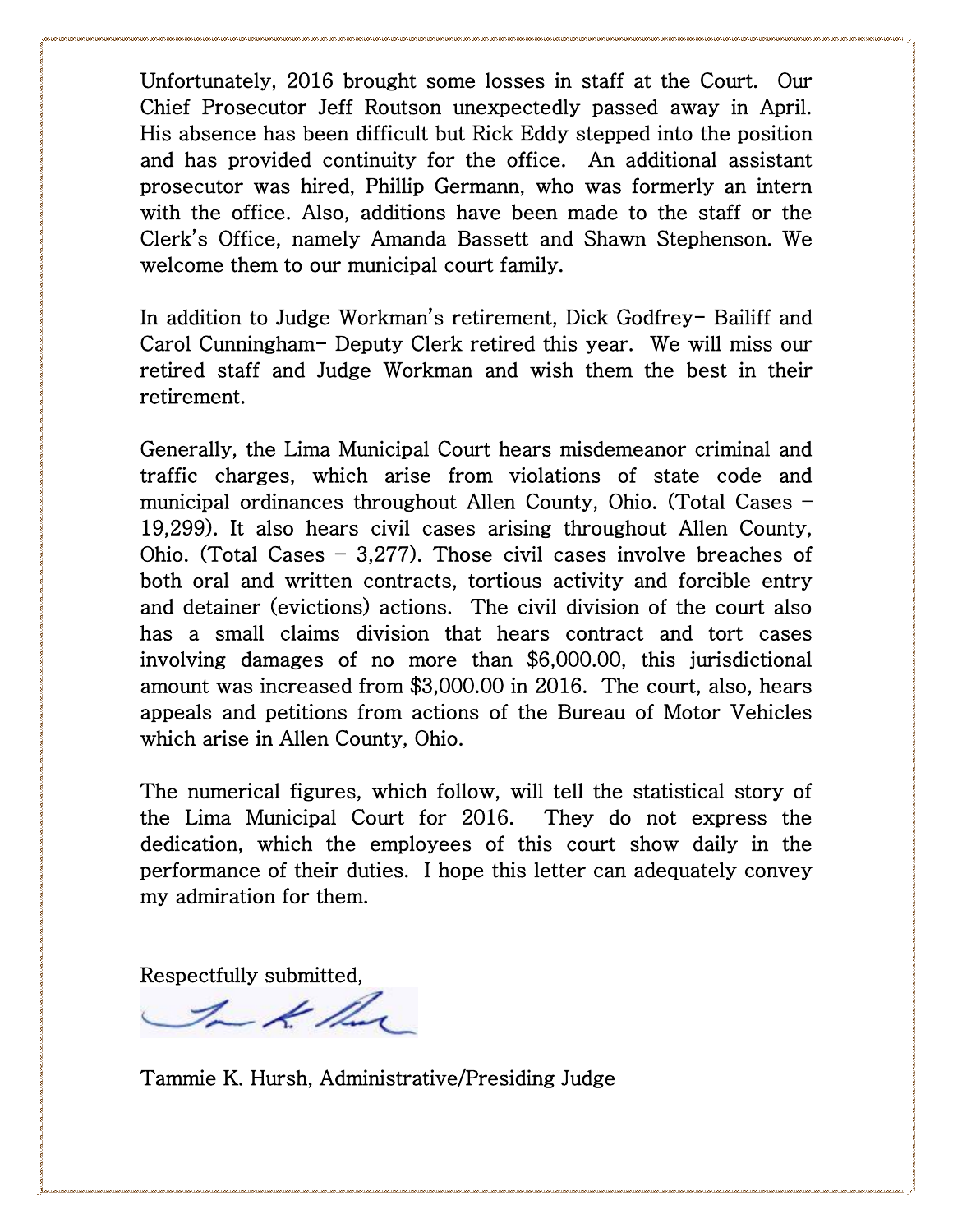Unfortunately, 2016 brought some losses in staff at the Court. Our Chief Prosecutor Jeff Routson unexpectedly passed away in April. His absence has been difficult but Rick Eddy stepped into the position and has provided continuity for the office. An additional assistant prosecutor was hired, Phillip Germann, who was formerly an intern with the office. Also, additions have been made to the staff or the Clerk's Office, namely Amanda Bassett and Shawn Stephenson. We welcome them to our municipal court family.

In addition to Judge Workman's retirement, Dick Godfrey- Bailiff and Carol Cunningham- Deputy Clerk retired this year. We will miss our retired staff and Judge Workman and wish them the best in their retirement.

Generally, the Lima Municipal Court hears misdemeanor criminal and traffic charges, which arise from violations of state code and municipal ordinances throughout Allen County, Ohio. (Total Cases – 19,299). It also hears civil cases arising throughout Allen County, Ohio. (Total Cases – 3,277). Those civil cases involve breaches of both oral and written contracts, tortious activity and forcible entry and detainer (evictions) actions. The civil division of the court also has a small claims division that hears contract and tort cases involving damages of no more than $6,000.00, this jurisdictional amount was increased from $3,000.00 in 2016. The court, also, hears appeals and petitions from actions of the Bureau of Motor Vehicles which arise in Allen County, Ohio.

The numerical figures, which follow, will tell the statistical story of the Lima Municipal Court for 2016. They do not express the dedication, which the employees of this court show daily in the performance of their duties. I hope this letter can adequately convey my admiration for them.

Respectfully submitted,

Tammie K. Hursh, Administrative/Presiding Judge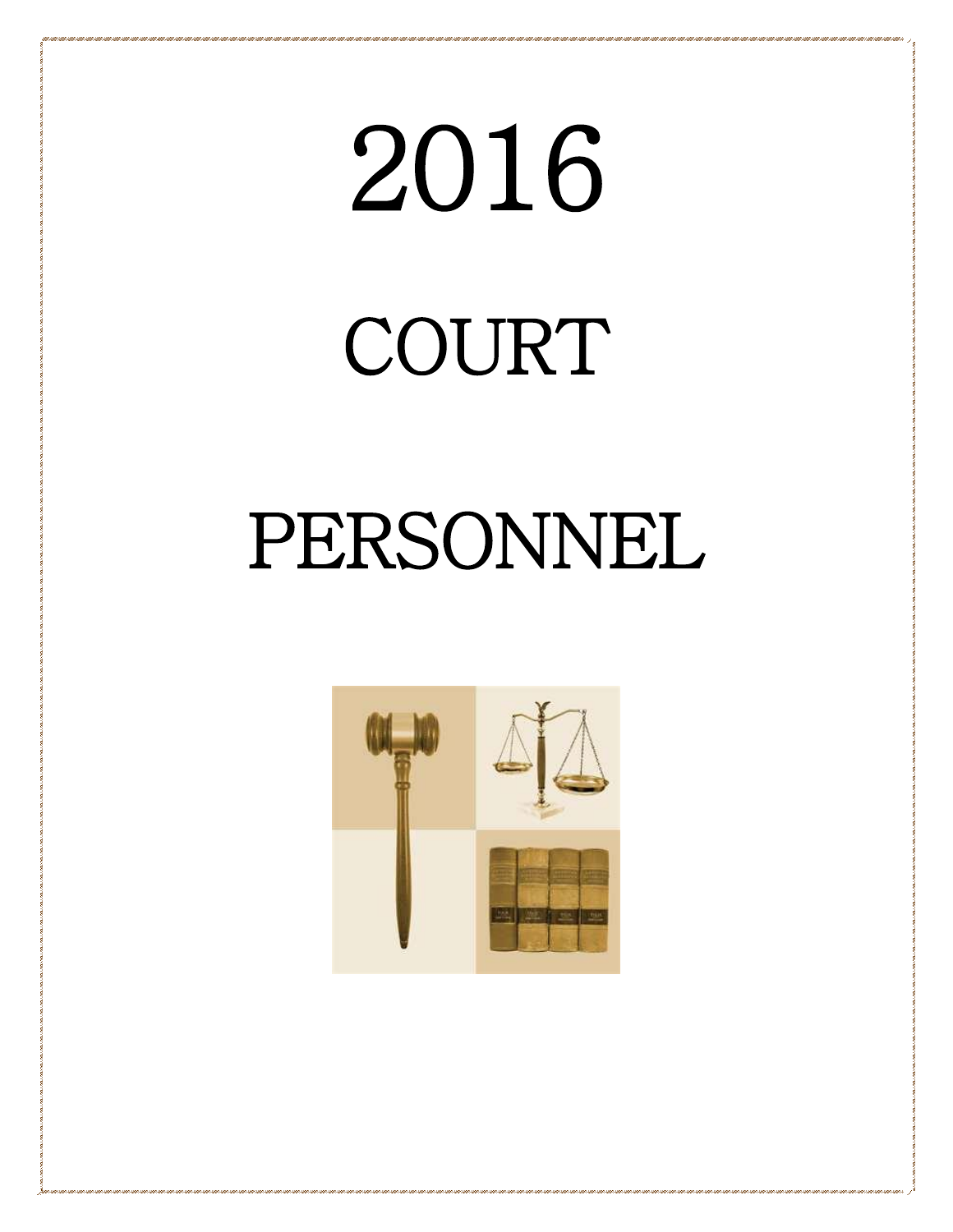# 2016

# COURT

# PERSONNEL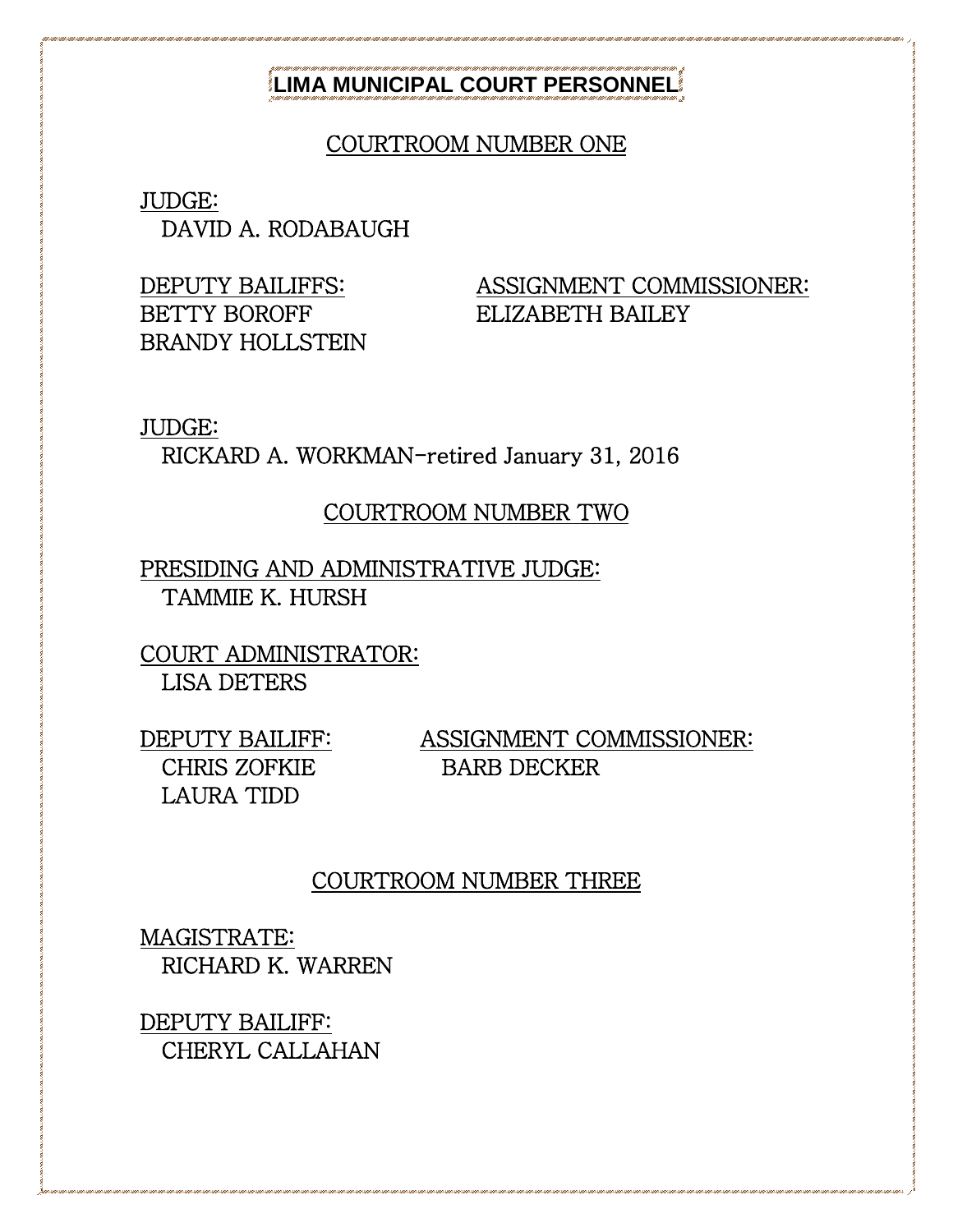# LIMA MUNICIPAL COURT PERSONNEL

## COURTROOM NUMBER ONE

JUDGE:
DAVID A. RODABAUGH

DEPUTY BAILIFFS:
BETTY BOROFF
BRANDY HOLLSTEIN

ASSIGNMENT COMMISSIONER:
ELIZABETH BAILEY

JUDGE:
RICKARD A. WORKMAN-retired January 31, 2016

## COURTROOM NUMBER TWO

PRESIDING AND ADMINISTRATIVE JUDGE:
TAMMIE K. HURSH

COURT ADMINISTRATOR:
LISA DETERS

DEPUTY BAILIFF:
CHRIS ZOFKIE
LAURA TIDD

ASSIGNMENT COMMISSIONER:
BARB DECKER

## COURTROOM NUMBER THREE

MAGISTRATE:
RICHARD K. WARREN

DEPUTY BAILIFF:
CHERYL CALLAHAN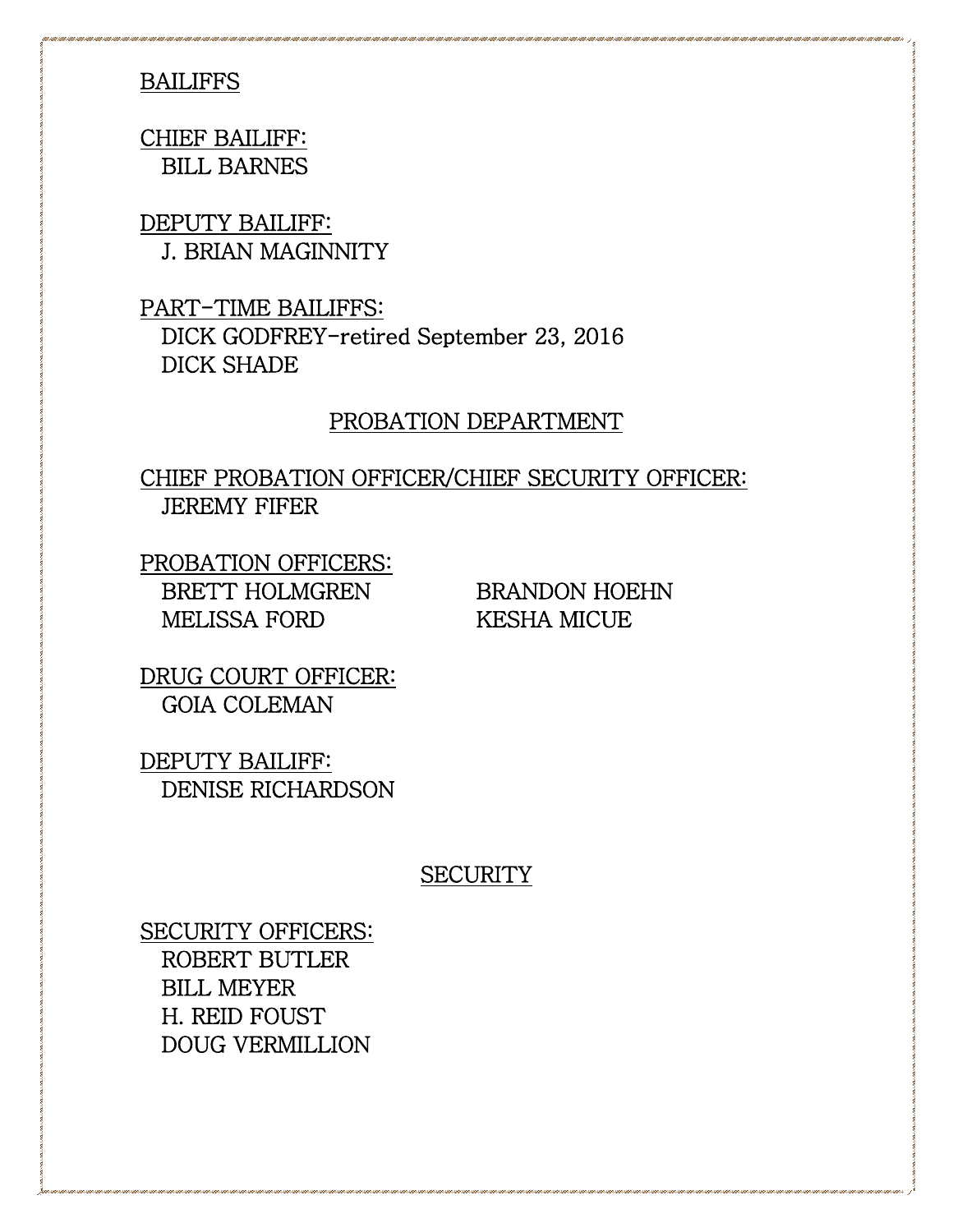## BAILIFFS

CHIEF BAILIFF:
BILL BARNES

DEPUTY BAILIFF:
J. BRIAN MAGINNITY

PART-TIME BAILIFFS:
DICK GODFREY-retired September 23, 2016
DICK SHADE

## PROBATION DEPARTMENT

CHIEF PROBATION OFFICER/CHIEF SECURITY OFFICER:
JEREMY FIFER

PROBATION OFFICERS:
BRETT HOLMGREN
MELISSA FORD
BRANDON HOEHN
KESHA MICUE

DRUG COURT OFFICER:
GOIA COLEMAN

DEPUTY BAILIFF:
DENISE RICHARDSON

## SECURITY

SECURITY OFFICERS:
ROBERT BUTLER
BILL MEYER
H. REID FOUST
DOUG VERMILLION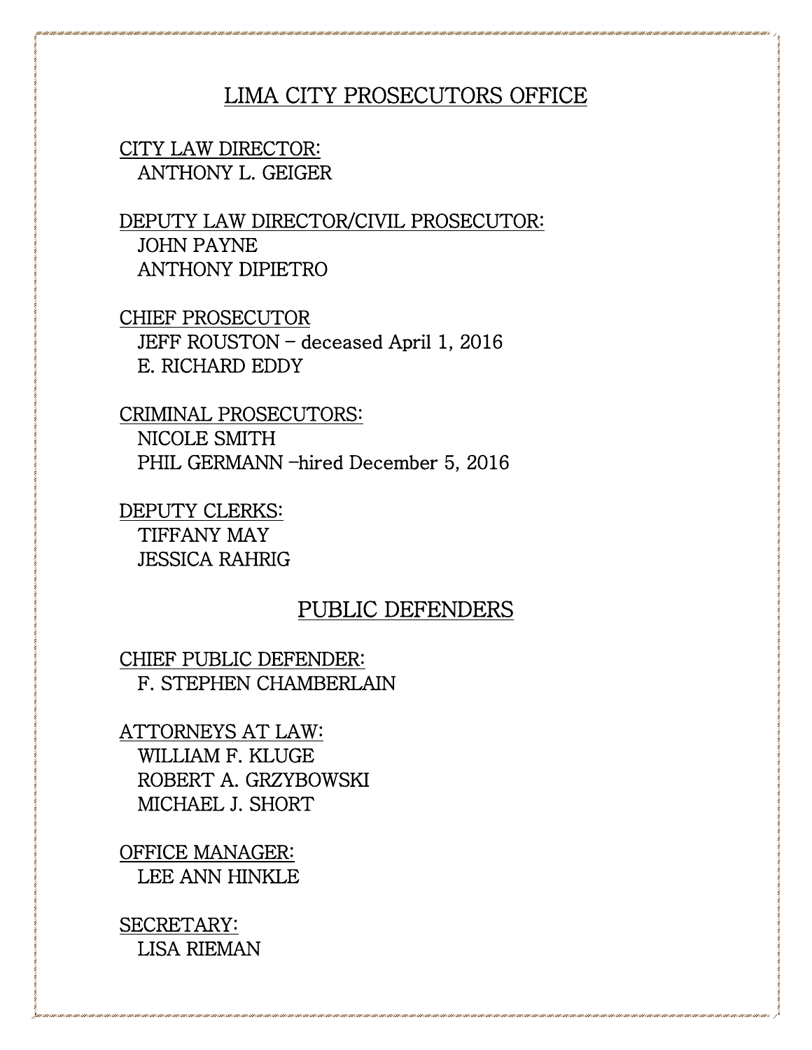## LIMA CITY PROSECUTORS OFFICE

CITY LAW DIRECTOR:
ANTHONY L. GEIGER

DEPUTY LAW DIRECTOR/CIVIL PROSECUTOR:
JOHN PAYNE
ANTHONY DIPIETRO

CHIEF PROSECUTOR
JEFF ROUSTON – deceased April 1, 2016
E. RICHARD EDDY

CRIMINAL PROSECUTORS:
NICOLE SMITH
PHIL GERMANN –hired December 5, 2016

DEPUTY CLERKS:
TIFFANY MAY
JESSICA RAHRIG

## PUBLIC DEFENDERS

CHIEF PUBLIC DEFENDER:
F. STEPHEN CHAMBERLAIN

ATTORNEYS AT LAW:
WILLIAM F. KLUGE
ROBERT A. GRZYBOWSKI
MICHAEL J. SHORT

OFFICE MANAGER:
LEE ANN HINKLE

SECRETARY:
LISA RIEMAN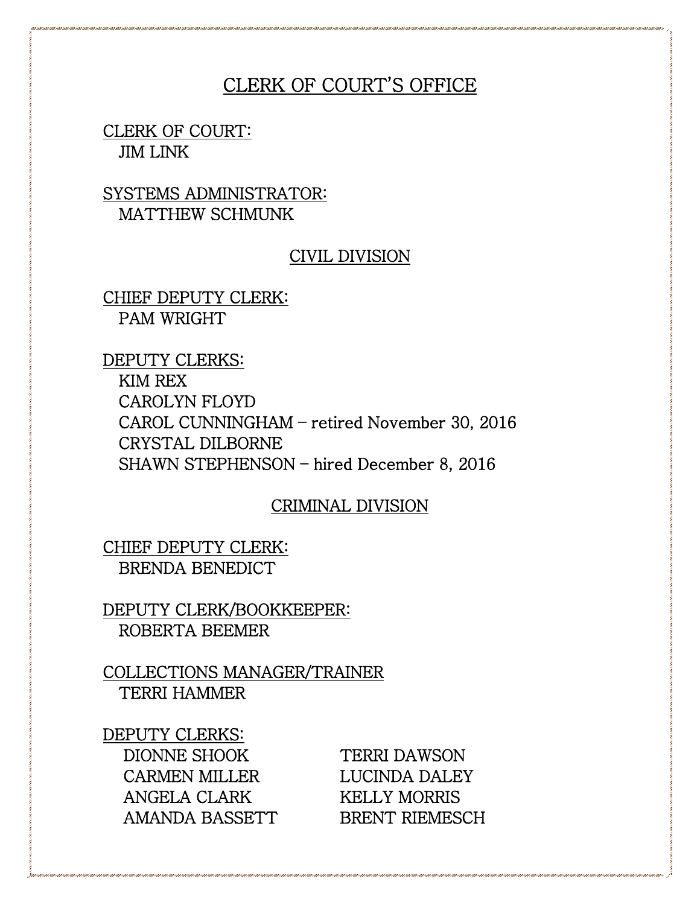# CLERK OF COURT'S OFFICE

CLERK OF COURT:
JIM LINK

SYSTEMS ADMINISTRATOR:
MATTHEW SCHMUNK

## CIVIL DIVISION

CHIEF DEPUTY CLERK:
PAM WRIGHT

DEPUTY CLERKS:
KIM REX
CAROLYN FLOYD
CAROL CUNNINGHAM – retired November 30, 2016
CRYSTAL DILBORNE
SHAWN STEPHENSON – hired December 8, 2016

## CRIMINAL DIVISION

CHIEF DEPUTY CLERK:
BRENDA BENEDICT

DEPUTY CLERK/BOOKKEEPER:
ROBERTA BEEMER

COLLECTIONS MANAGER/TRAINER
TERRI HAMMER

DEPUTY CLERKS:
DIONNE SHOOK
CARMEN MILLER
ANGELA CLARK
AMANDA BASSETT
TERRI DAWSON
LUCINDA DALEY
KELLY MORRIS
BRENT RIEMESCH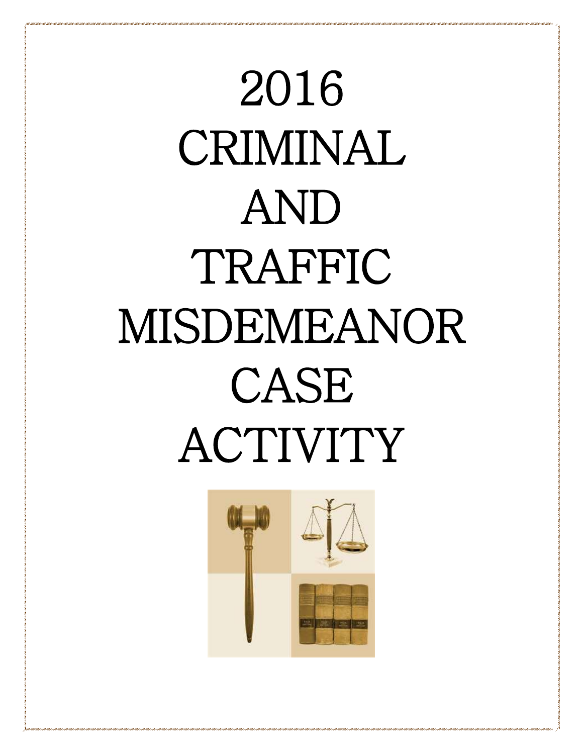# 2016 CRIMINAL AND TRAFFIC MISDEMEANOR CASE ACTIVITY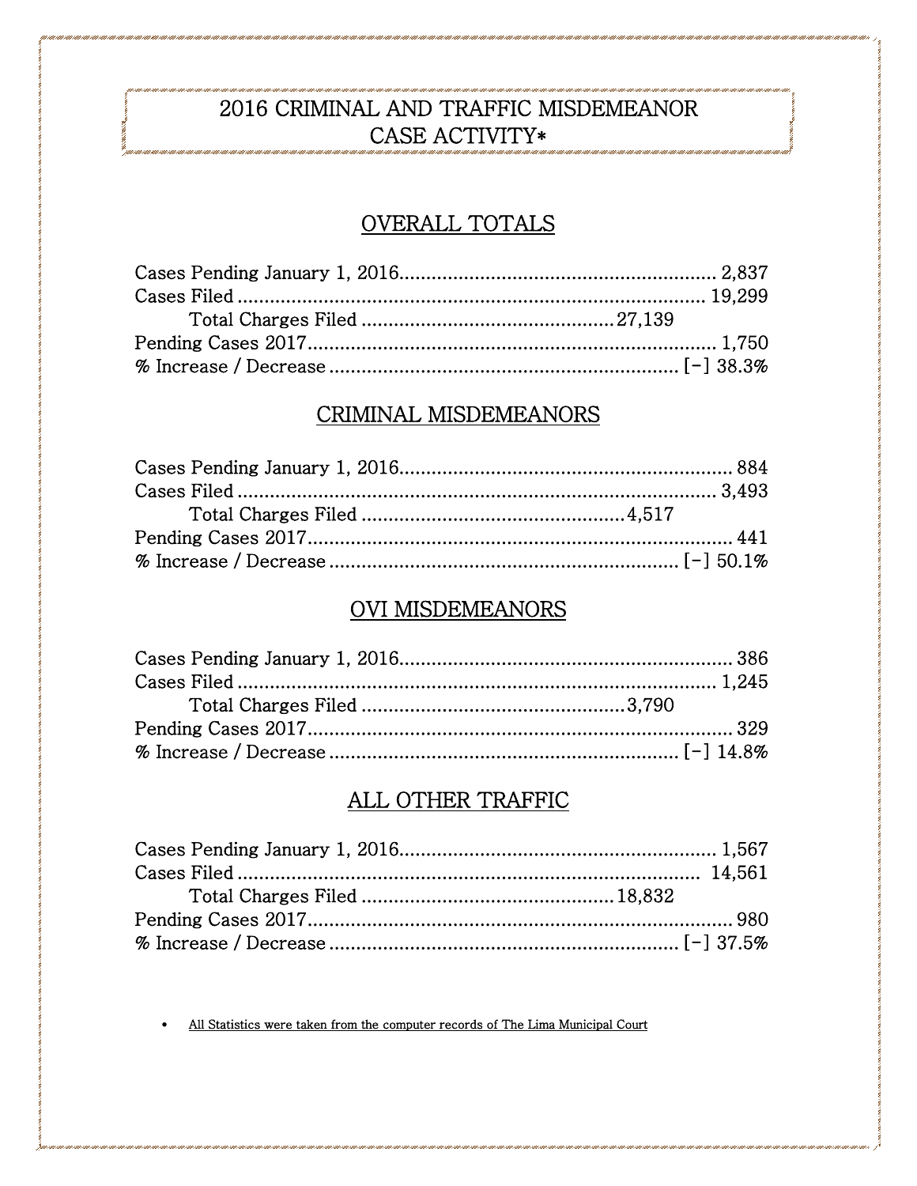# 2016 CRIMINAL AND TRAFFIC MISDEMEANOR CASE ACTIVITY*

## OVERALL TOTALS

Cases Pending January 1, 2016............................................................ 2,837
Cases Filed ........................................................................................ 19,299
    Total Charges Filed ..............................................27,139
Pending Cases 2017............................................................................ 1,750
% Increase / Decrease ................................................................. [−] 38.3%

## CRIMINAL MISDEMEANORS

Cases Pending January 1, 2016............................................................... 884
Cases Filed ........................................................................................... 3,493
    Total Charges Filed ..................................................4,517
Pending Cases 2017................................................................................ 441
% Increase / Decrease ................................................................. [−] 50.1%

## OVI MISDEMEANORS

Cases Pending January 1, 2016............................................................... 386
Cases Filed ........................................................................................... 1,245
    Total Charges Filed ..................................................3,790
Pending Cases 2017................................................................................ 329
% Increase / Decrease ................................................................. [−] 14.8%

## ALL OTHER TRAFFIC

Cases Pending January 1, 2016............................................................ 1,567
Cases Filed ........................................................................................ 14,561
    Total Charges Filed ..............................................18,832
Pending Cases 2017................................................................................ 980
% Increase / Decrease ................................................................. [−] 37.5%

- All Statistics were taken from the computer records of The Lima Municipal Court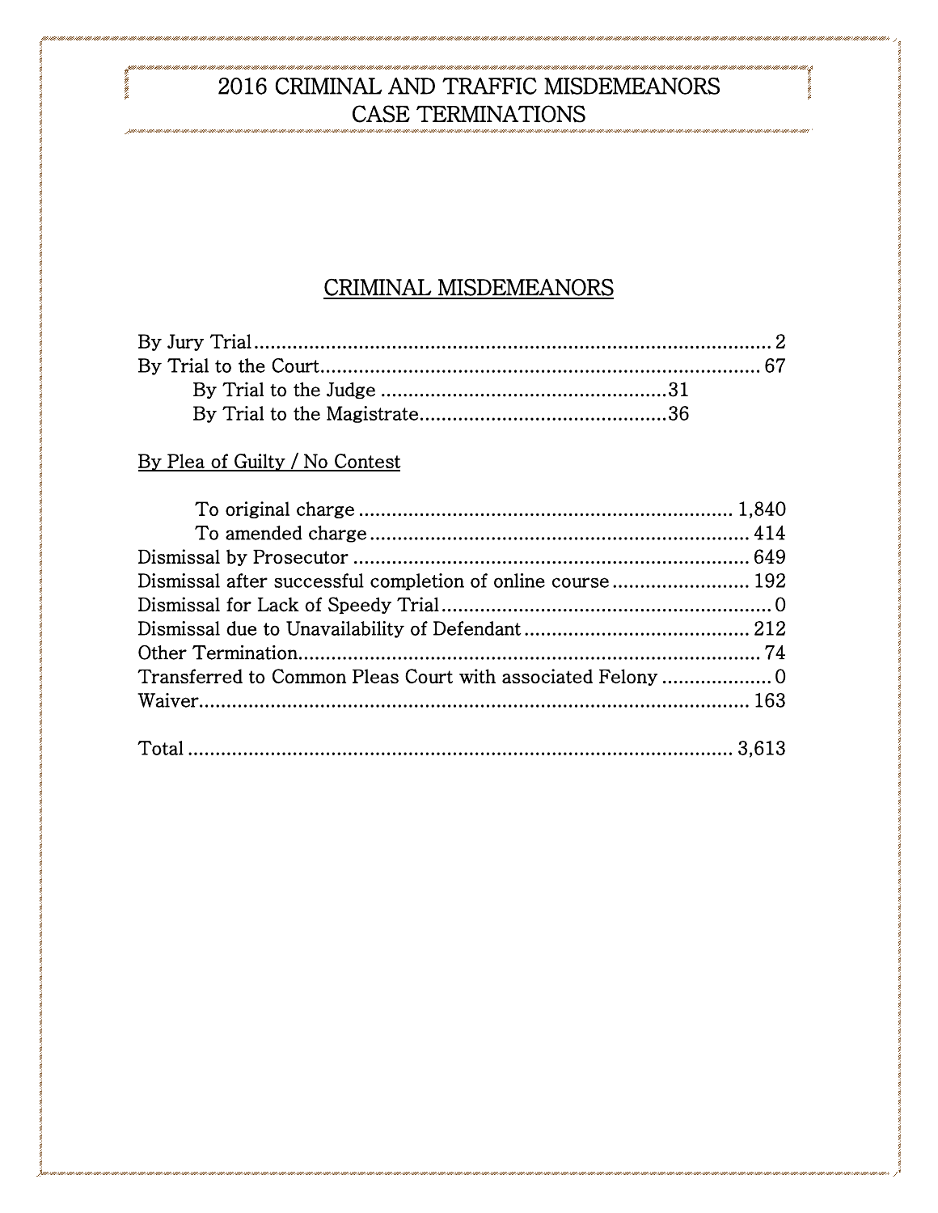# 2016 CRIMINAL AND TRAFFIC MISDEMEANORS CASE TERMINATIONS

## CRIMINAL MISDEMEANORS

| | | |
|---|---|---|
| By Jury Trial | | 2 |
| By Trial to the Court | | 67 |
| By Trial to the Judge | 31 | |
| By Trial to the Magistrate | 36 | |

By Plea of Guilty / No Contest

| | |
|---|---|
| To original charge | 1,840 |
| To amended charge | 414 |
| Dismissal by Prosecutor | 649 |
| Dismissal after successful completion of online course | 192 |
| Dismissal for Lack of Speedy Trial | 0 |
| Dismissal due to Unavailability of Defendant | 212 |
| Other Termination | 74 |
| Transferred to Common Pleas Court with associated Felony | 0 |
| Waiver | 163 |
| Total | 3,613 |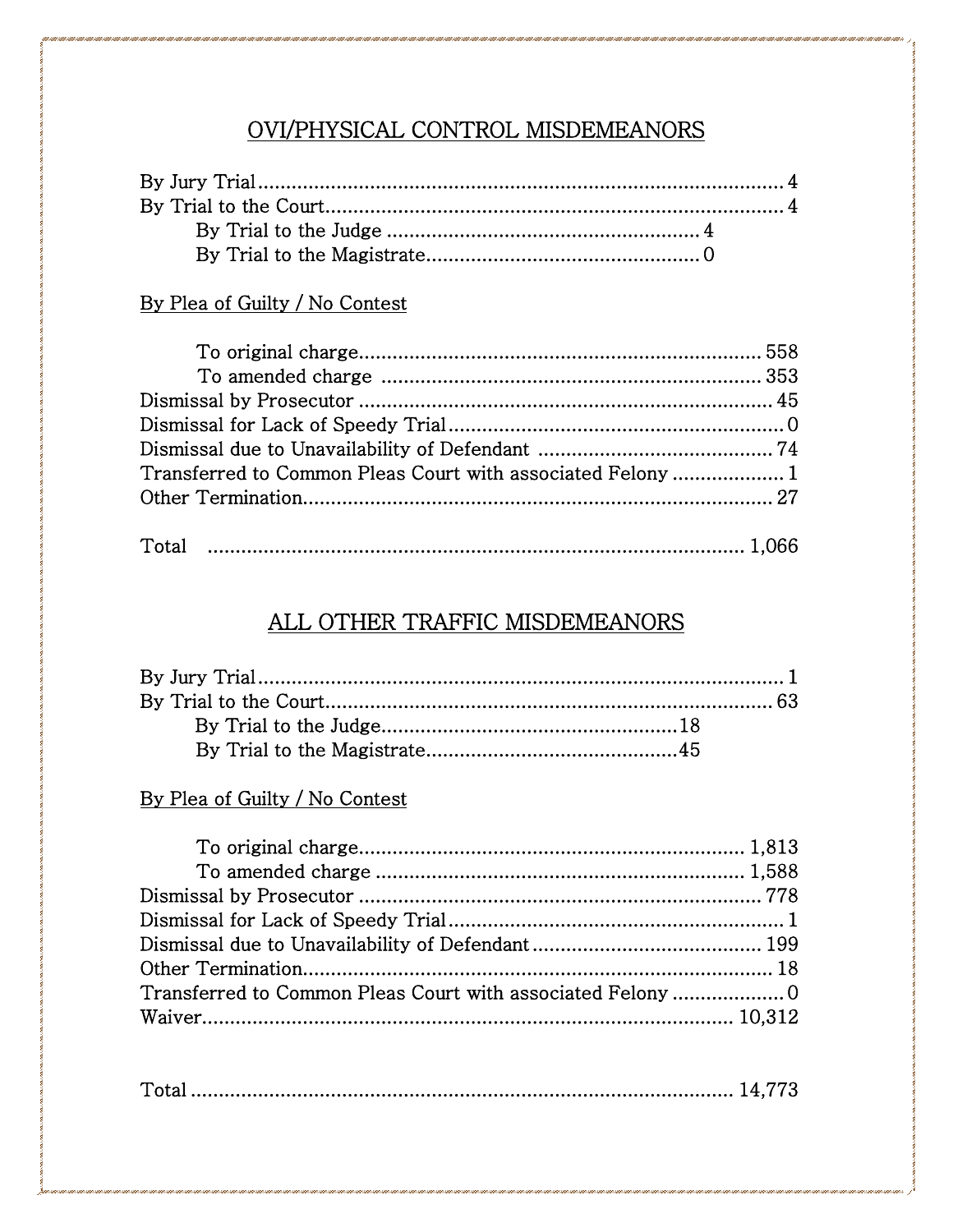## OVI/PHYSICAL CONTROL MISDEMEANORS

| | |
|---|---|
| By Jury Trial | 4 |
| By Trial to the Court | 4 |
| By Trial to the Judge | 4 |
| By Trial to the Magistrate | 0 |

By Plea of Guilty / No Contest

| | |
|---|---|
| To original charge | 558 |
| To amended charge | 353 |
| Dismissal by Prosecutor | 45 |
| Dismissal for Lack of Speedy Trial | 0 |
| Dismissal due to Unavailability of Defendant | 74 |
| Transferred to Common Pleas Court with associated Felony | 1 |
| Other Termination | 27 |
| Total | 1,066 |

## ALL OTHER TRAFFIC MISDEMEANORS

| | |
|---|---|
| By Jury Trial | 1 |
| By Trial to the Court | 63 |
| By Trial to the Judge | 18 |
| By Trial to the Magistrate | 45 |

By Plea of Guilty / No Contest

| | |
|---|---|
| To original charge | 1,813 |
| To amended charge | 1,588 |
| Dismissal by Prosecutor | 778 |
| Dismissal for Lack of Speedy Trial | 1 |
| Dismissal due to Unavailability of Defendant | 199 |
| Other Termination | 18 |
| Transferred to Common Pleas Court with associated Felony | 0 |
| Waiver | 10,312 |
| Total | 14,773 |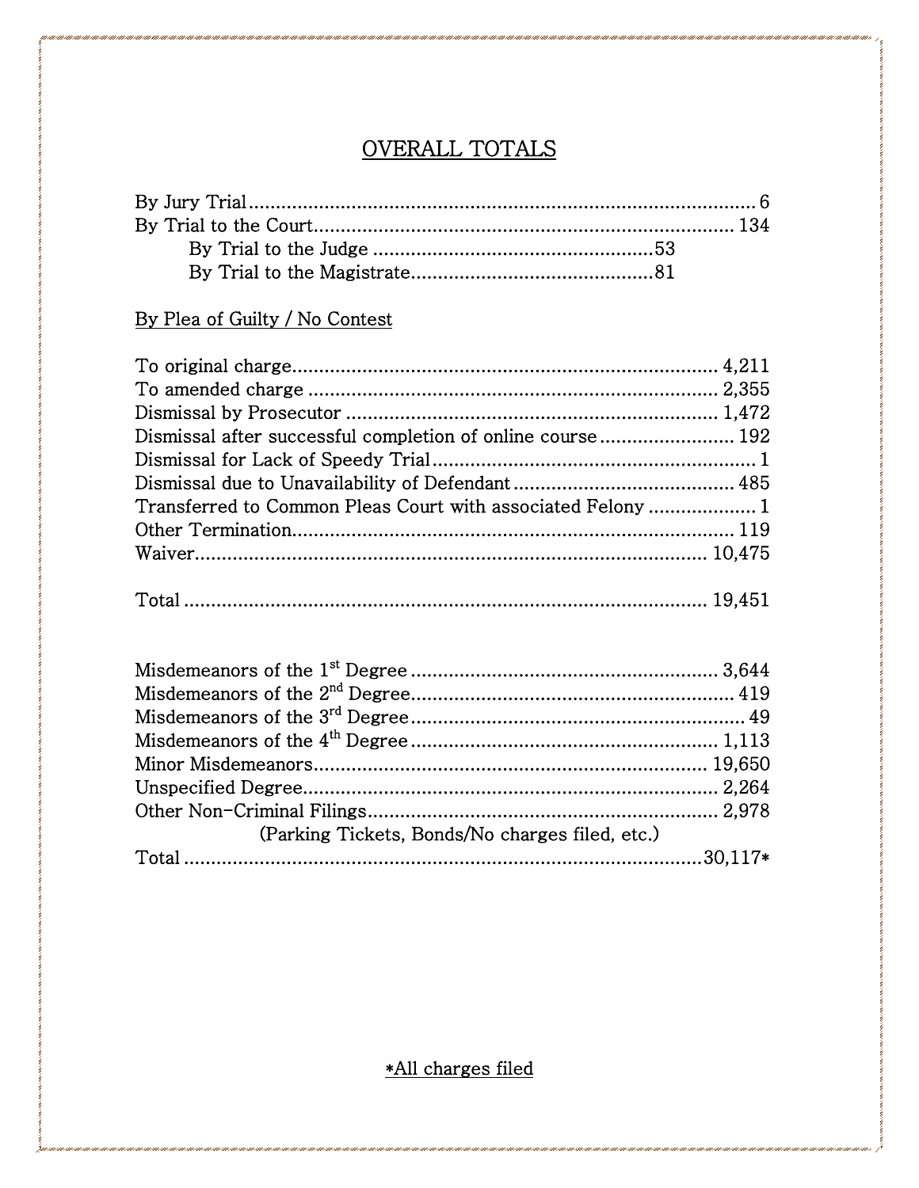## OVERALL TOTALS

| | | |
|---|---|---|
| By Jury Trial | | 6 |
| By Trial to the Court | | 134 |
| By Trial to the Judge | 53 | |
| By Trial to the Magistrate | 81 | |

By Plea of Guilty / No Contest

| | |
|---|---|
| To original charge | 4,211 |
| To amended charge | 2,355 |
| Dismissal by Prosecutor | 1,472 |
| Dismissal after successful completion of online course | 192 |
| Dismissal for Lack of Speedy Trial | 1 |
| Dismissal due to Unavailability of Defendant | 485 |
| Transferred to Common Pleas Court with associated Felony | 1 |
| Other Termination | 119 |
| Waiver | 10,475 |
| Total | 19,451 |

| | |
|---|---|
| Misdemeanors of the 1st Degree | 3,644 |
| Misdemeanors of the 2nd Degree | 419 |
| Misdemeanors of the 3rd Degree | 49 |
| Misdemeanors of the 4th Degree | 1,113 |
| Minor Misdemeanors | 19,650 |
| Unspecified Degree | 2,264 |
| Other Non-Criminal Filings (Parking Tickets, Bonds/No charges filed, etc.) | 2,978 |
| Total | 30,117* |

*All charges filed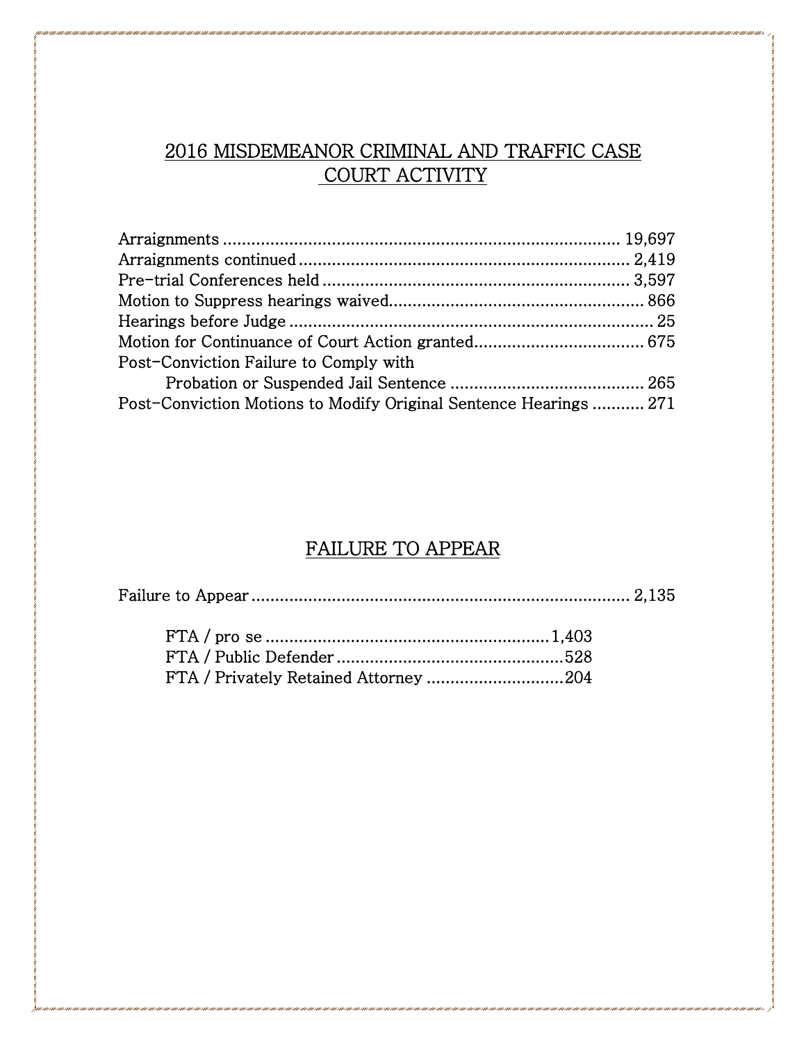## 2016 MISDEMEANOR CRIMINAL AND TRAFFIC CASE COURT ACTIVITY

| | |
|---|---|
| Arraignments | 19,697 |
| Arraignments continued | 2,419 |
| Pre-trial Conferences held | 3,597 |
| Motion to Suppress hearings waived | 866 |
| Hearings before Judge | 25 |
| Motion for Continuance of Court Action granted | 675 |
| Post-Conviction Failure to Comply with Probation or Suspended Jail Sentence | 265 |
| Post-Conviction Motions to Modify Original Sentence Hearings | 271 |

## FAILURE TO APPEAR

| | |
|---|---|
| Failure to Appear | 2,135 |

| | |
|---|---|
| FTA / pro se | 1,403 |
| FTA / Public Defender | 528 |
| FTA / Privately Retained Attorney | 204 |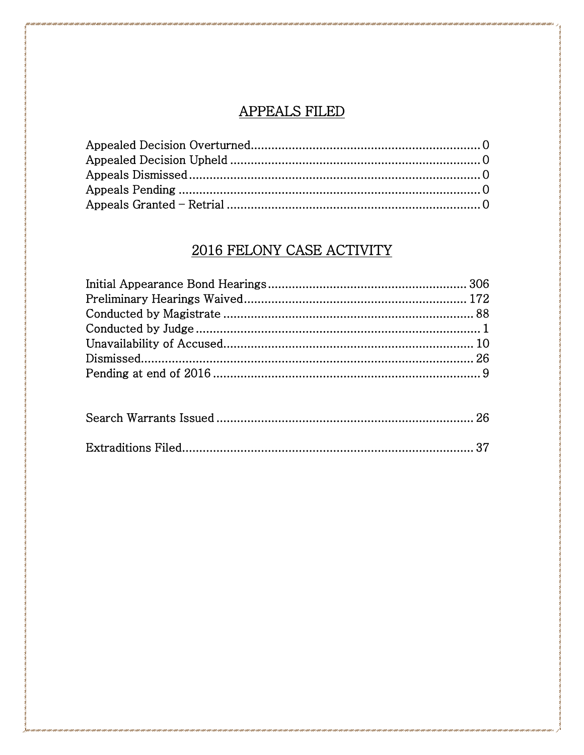## APPEALS FILED

Appealed Decision Overturned.................................................................0
Appealed Decision Upheld .......................................................................0
Appeals Dismissed...................................................................................0
Appeals Pending ......................................................................................0
Appeals Granted – Retrial ........................................................................0

## 2016 FELONY CASE ACTIVITY

Initial Appearance Bond Hearings.........................................................306
Preliminary Hearings Waived................................................................172
Conducted by Magistrate ........................................................................88
Conducted by Judge ..................................................................................1
Unavailability of Accused........................................................................10
Dismissed.................................................................................................26
Pending at end of 2016 .............................................................................9

Search Warrants Issued ..........................................................................26

Extraditions Filed....................................................................................37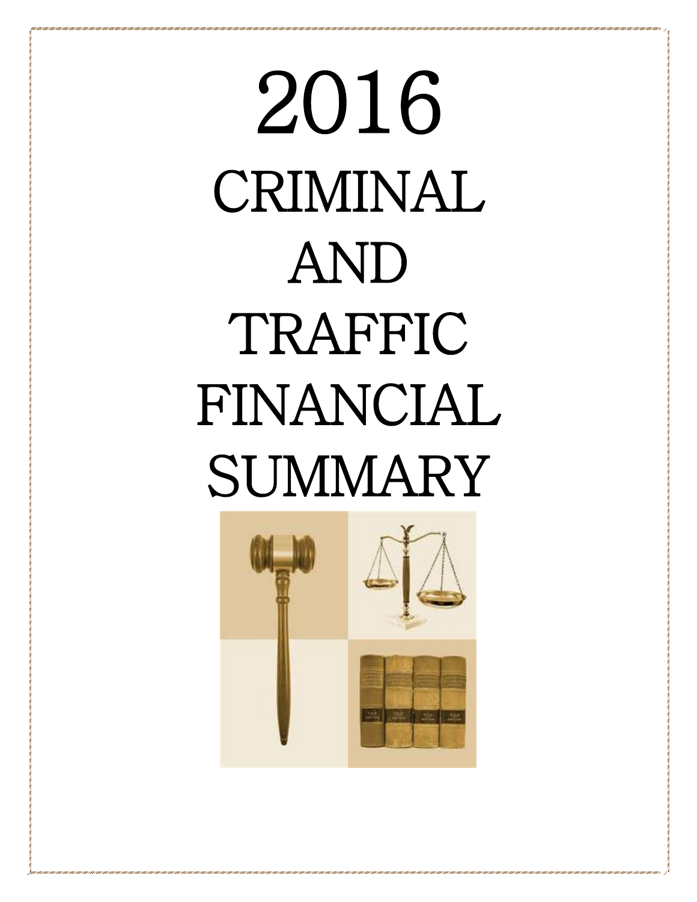# 2016

# CRIMINAL AND TRAFFIC FINANCIAL SUMMARY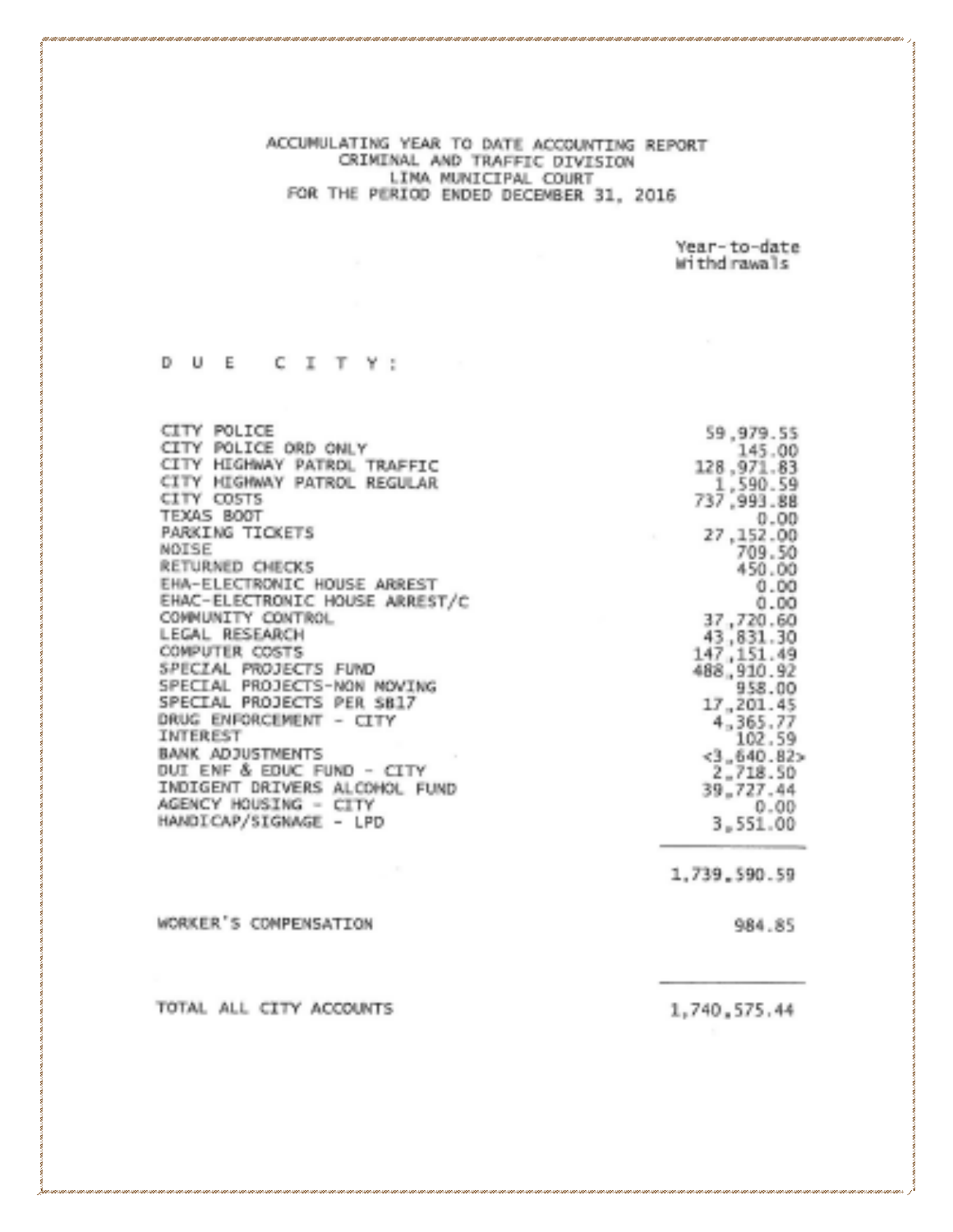# ACCUMULATING YEAR TO DATE ACCOUNTING REPORT
## CRIMINAL AND TRAFFIC DIVISION
## LIMA MUNICIPAL COURT
## FOR THE PERIOD ENDED DECEMBER 31, 2016

| | Year-to-date Withdrawals |
|---|---|
| **D U E   C I T Y :** | |
| CITY POLICE | 59,979.55 |
| CITY POLICE ORD ONLY | 145.00 |
| CITY HIGHWAY PATROL TRAFFIC | 128,971.83 |
| CITY HIGHWAY PATROL REGULAR | 1,590.59 |
| CITY COSTS | 737,993.88 |
| TEXAS BOOT | 0.00 |
| PARKING TICKETS | 27,152.00 |
| NOISE | 709.50 |
| RETURNED CHECKS | 450.00 |
| EHA-ELECTRONIC HOUSE ARREST | 0.00 |
| EHAC-ELECTRONIC HOUSE ARREST/C | 0.00 |
| COMMUNITY CONTROL | 37,720.60 |
| LEGAL RESEARCH | 43,831.30 |
| COMPUTER COSTS | 147,151.49 |
| SPECIAL PROJECTS FUND | 488,910.92 |
| SPECIAL PROJECTS-NON MOVING | 958.00 |
| SPECIAL PROJECTS PER SB17 | 17,201.45 |
| DRUG ENFORCEMENT - CITY | 4,365.77 |
| INTEREST | 102.59 |
| BANK ADJUSTMENTS | <3,640.82> |
| DUI ENF & EDUC FUND - CITY | 2,718.50 |
| INDIGENT DRIVERS ALCOHOL FUND | 39,727.44 |
| AGENCY HOUSING - CITY | 0.00 |
| HANDICAP/SIGNAGE - LPD | 3,551.00 |
| | 1,739,590.59 |
| WORKER'S COMPENSATION | 984.85 |
| TOTAL ALL CITY ACCOUNTS | 1,740,575.44 |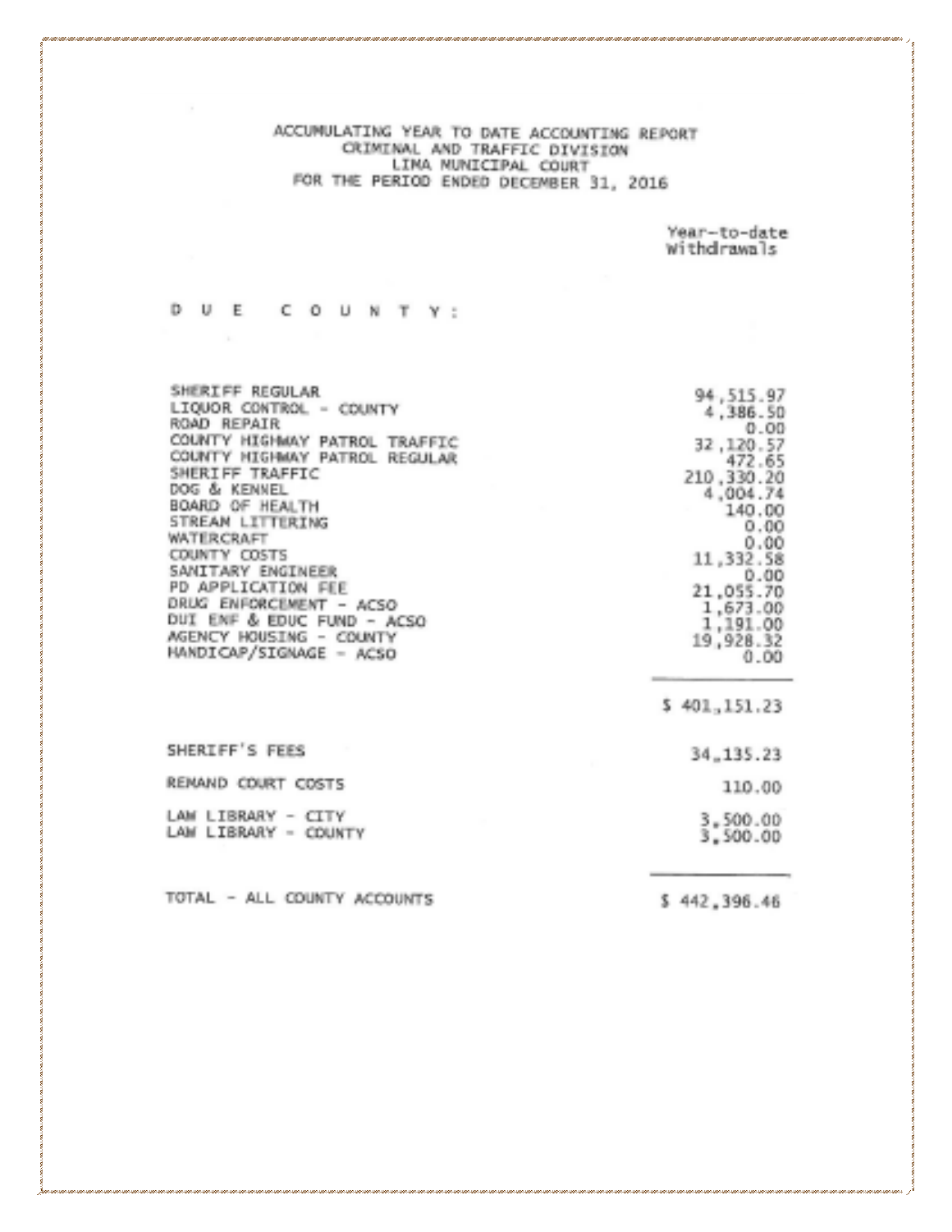ACCUMULATING YEAR TO DATE ACCOUNTING REPORT
CRIMINAL AND TRAFFIC DIVISION
LIMA MUNICIPAL COURT
FOR THE PERIOD ENDED DECEMBER 31, 2016

| | Year-to-date Withdrawals |
|---|---|
| **D U E   C O U N T Y :** | |
| SHERIFF REGULAR | 94,515.97 |
| LIQUOR CONTROL - COUNTY | 4,386.50 |
| ROAD REPAIR | 0.00 |
| COUNTY HIGHWAY PATROL TRAFFIC | 32,120.57 |
| COUNTY HIGHWAY PATROL REGULAR | 472.65 |
| SHERIFF TRAFFIC | 210,330.20 |
| DOG & KENNEL | 4,004.74 |
| BOARD OF HEALTH | 140.00 |
| STREAM LITTERING | 0.00 |
| WATERCRAFT | 0.00 |
| COUNTY COSTS | 11,332.58 |
| SANITARY ENGINEER | 0.00 |
| PD APPLICATION FEE | 21,055.70 |
| DRUG ENFORCEMENT - ACSO | 1,673.00 |
| DUI ENF & EDUC FUND - ACSO | 1,191.00 |
| AGENCY HOUSING - COUNTY | 19,928.32 |
| HANDICAP/SIGNAGE - ACSO | 0.00 |
| | $ 401,151.23 |
| SHERIFF'S FEES | 34,135.23 |
| REMAND COURT COSTS | 110.00 |
| LAW LIBRARY - CITY | 3,500.00 |
| LAW LIBRARY - COUNTY | 3,500.00 |
| TOTAL - ALL COUNTY ACCOUNTS | $ 442,396.46 |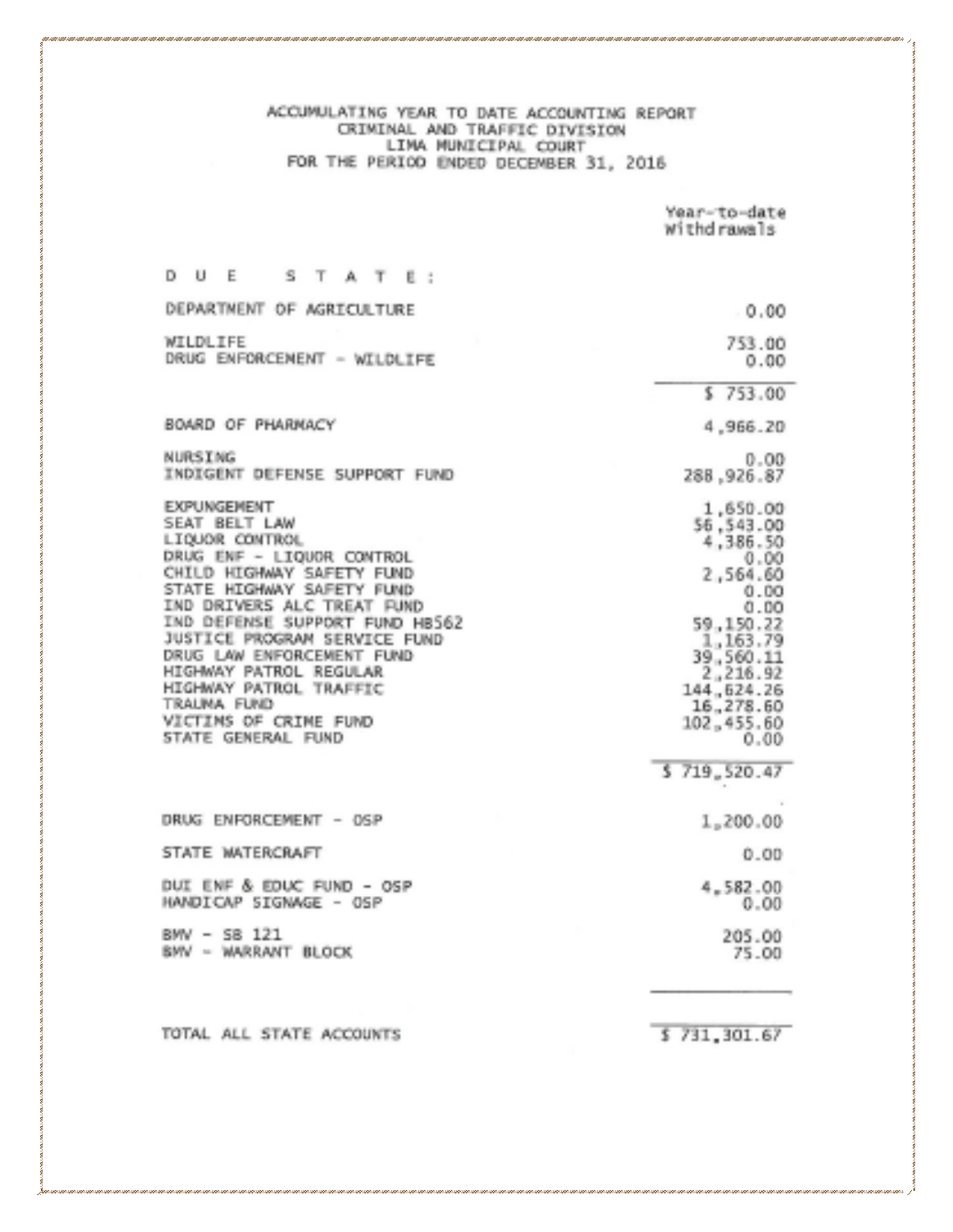ACCUMULATING YEAR TO DATE ACCOUNTING REPORT
CRIMINAL AND TRAFFIC DIVISION
LIMA MUNICIPAL COURT
FOR THE PERIOD ENDED DECEMBER 31, 2016

| | Year-to-date Withdrawals |
|---|---:|
| **D U E   S T A T E :** | |
| DEPARTMENT OF AGRICULTURE | 0.00 |
| WILDLIFE | 753.00 |
| DRUG ENFORCEMENT - WILDLIFE | 0.00 |
| | $ 753.00 |
| BOARD OF PHARMACY | 4,966.20 |
| NURSING | 0.00 |
| INDIGENT DEFENSE SUPPORT FUND | 288,926.87 |
| EXPUNGEMENT | 1,650.00 |
| SEAT BELT LAW | 56,543.00 |
| LIQUOR CONTROL | 4,386.50 |
| DRUG ENF - LIQUOR CONTROL | 0.00 |
| CHILD HIGHWAY SAFETY FUND | 2,564.60 |
| STATE HIGHWAY SAFETY FUND | 0.00 |
| IND DRIVERS ALC TREAT FUND | 0.00 |
| IND DEFENSE SUPPORT FUND HB562 | 59,150.22 |
| JUSTICE PROGRAM SERVICE FUND | 1,163.79 |
| DRUG LAW ENFORCEMENT FUND | 39,560.11 |
| HIGHWAY PATROL REGULAR | 2,216.92 |
| HIGHWAY PATROL TRAFFIC | 144,624.26 |
| TRAUMA FUND | 16,278.60 |
| VICTIMS OF CRIME FUND | 102,455.60 |
| STATE GENERAL FUND | 0.00 |
| | $ 719,520.47 |
| DRUG ENFORCEMENT - OSP | 1,200.00 |
| STATE WATERCRAFT | 0.00 |
| DUI ENF & EDUC FUND - OSP | 4,582.00 |
| HANDICAP SIGNAGE - OSP | 0.00 |
| BMV - SB 121 | 205.00 |
| BMV - WARRANT BLOCK | 75.00 |
| TOTAL ALL STATE ACCOUNTS | $ 731,301.67 |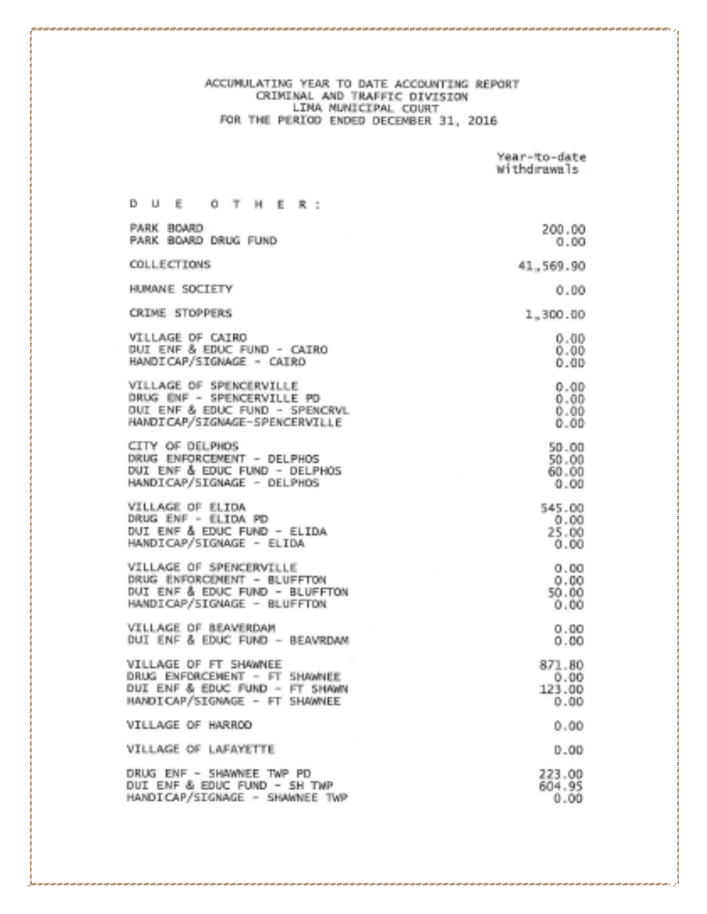ACCUMULATING YEAR TO DATE ACCOUNTING REPORT
CRIMINAL AND TRAFFIC DIVISION
LIMA MUNICIPAL COURT
FOR THE PERIOD ENDED DECEMBER 31, 2016

| | Year-to-date Withdrawals |
|---|---|
| **D U E   O T H E R :** | |
| PARK BOARD | 200.00 |
| PARK BOARD DRUG FUND | 0.00 |
| COLLECTIONS | 41,569.90 |
| HUMANE SOCIETY | 0.00 |
| CRIME STOPPERS | 1,300.00 |
| VILLAGE OF CAIRO | 0.00 |
| DUI ENF & EDUC FUND - CAIRO | 0.00 |
| HANDICAP/SIGNAGE - CAIRO | 0.00 |
| VILLAGE OF SPENCERVILLE | 0.00 |
| DRUG ENF - SPENCERVILLE PD | 0.00 |
| DUI ENF & EDUC FUND - SPENCRVL | 0.00 |
| HANDICAP/SIGNAGE-SPENCERVILLE | 0.00 |
| CITY OF DELPHOS | 50.00 |
| DRUG ENFORCEMENT - DELPHOS | 50.00 |
| DUI ENF & EDUC FUND - DELPHOS | 60.00 |
| HANDICAP/SIGNAGE - DELPHOS | 0.00 |
| VILLAGE OF ELIDA | 545.00 |
| DRUG ENF - ELIDA PD | 0.00 |
| DUI ENF & EDUC FUND - ELIDA | 25.00 |
| HANDICAP/SIGNAGE - ELIDA | 0.00 |
| VILLAGE OF SPENCERVILLE | 0.00 |
| DRUG ENFORCEMENT - BLUFFTON | 0.00 |
| DUI ENF & EDUC FUND - BLUFFTON | 50.00 |
| HANDICAP/SIGNAGE - BLUFFTON | 0.00 |
| VILLAGE OF BEAVERDAM | 0.00 |
| DUI ENF & EDUC FUND - BEAVRDAM | 0.00 |
| VILLAGE OF FT SHAWNEE | 871.80 |
| DRUG ENFORCEMENT - FT SHAWNEE | 0.00 |
| DUI ENF & EDUC FUND - FT SHAWN | 123.00 |
| HANDICAP/SIGNAGE - FT SHAWNEE | 0.00 |
| VILLAGE OF HARROD | 0.00 |
| VILLAGE OF LAFAYETTE | 0.00 |
| DRUG ENF - SHAWNEE TWP PD | 223.00 |
| DUI ENF & EDUC FUND - SH TWP | 604.95 |
| HANDICAP/SIGNAGE - SHAWNEE TWP | 0.00 |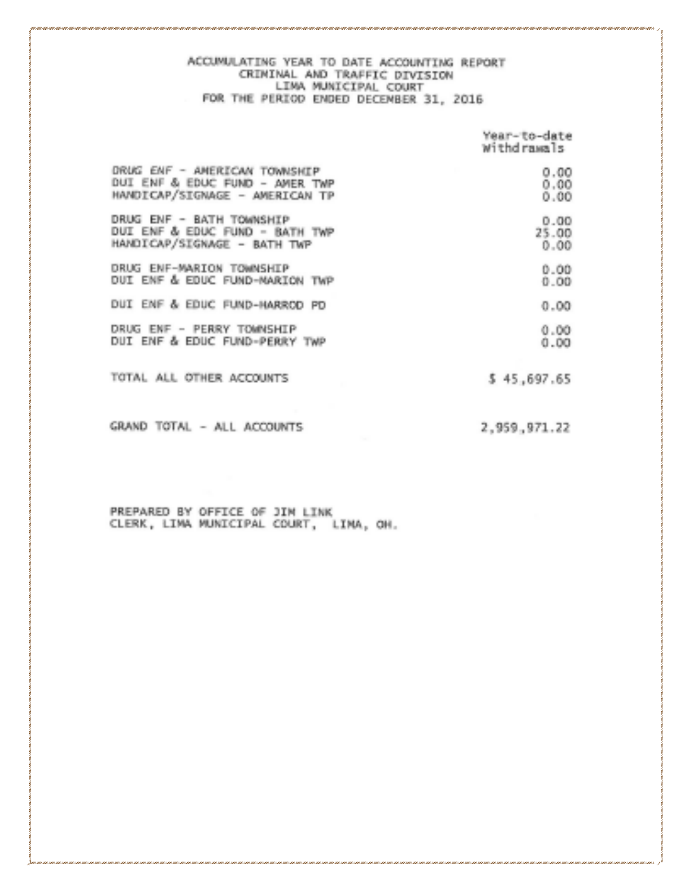ACCUMULATING YEAR TO DATE ACCOUNTING REPORT
CRIMINAL AND TRAFFIC DIVISION
LIMA MUNICIPAL COURT
FOR THE PERIOD ENDED DECEMBER 31, 2016

| | Year-to-date Withdrawals |
|---|---|
| DRUG ENF - AMERICAN TOWNSHIP | 0.00 |
| DUI ENF & EDUC FUND - AMER TWP | 0.00 |
| HANDICAP/SIGNAGE - AMERICAN TP | 0.00 |
| DRUG ENF - BATH TOWNSHIP | 0.00 |
| DUI ENF & EDUC FUND - BATH TWP | 25.00 |
| HANDICAP/SIGNAGE - BATH TWP | 0.00 |
| DRUG ENF-MARION TOWNSHIP | 0.00 |
| DUI ENF & EDUC FUND-MARION TWP | 0.00 |
| DUI ENF & EDUC FUND-HARROD PD | 0.00 |
| DRUG ENF - PERRY TOWNSHIP | 0.00 |
| DUI ENF & EDUC FUND-PERRY TWP | 0.00 |
| TOTAL ALL OTHER ACCOUNTS | $ 45,697.65 |
| GRAND TOTAL - ALL ACCOUNTS | 2,959,971.22 |

PREPARED BY OFFICE OF JIM LINK
CLERK, LIMA MUNICIPAL COURT, LIMA, OH.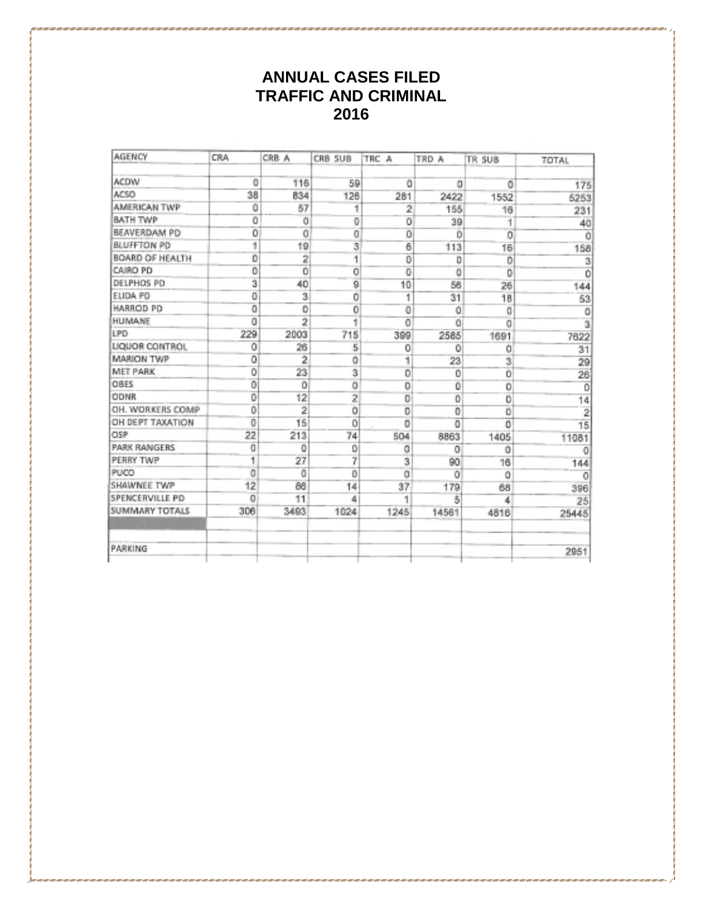# ANNUAL CASES FILED
# TRAFFIC AND CRIMINAL
# 2016

| AGENCY | CRA | CRB A | CRB SUB | TRC A | TRD A | TR SUB | TOTAL |
|---|---|---|---|---|---|---|---|
| ACDW | 0 | 116 | 59 | 0 | 0 | 0 | 175 |
| ACSO | 38 | 834 | 126 | 281 | 2422 | 1552 | 5253 |
| AMERICAN TWP | 0 | 57 | 1 | 2 | 155 | 16 | 231 |
| BATH TWP | 0 | 0 | 0 | 0 | 39 | 1 | 40 |
| BEAVERDAM PD | 0 | 0 | 0 | 0 | 0 | 0 | 0 |
| BLUFFTON PD | 1 | 19 | 3 | 6 | 113 | 16 | 158 |
| BOARD OF HEALTH | 0 | 2 | 1 | 0 | 0 | 0 | 3 |
| CAIRO PD | 0 | 0 | 0 | 0 | 0 | 0 | 0 |
| DELPHOS PD | 3 | 40 | 9 | 10 | 56 | 26 | 144 |
| ELIDA PD | 0 | 3 | 0 | 1 | 31 | 18 | 53 |
| HARROD PD | 0 | 0 | 0 | 0 | 0 | 0 | 0 |
| HUMANE | 0 | 2 | 1 | 0 | 0 | 0 | 3 |
| LPD | 229 | 2003 | 715 | 399 | 2585 | 1691 | 7622 |
| LIQUOR CONTROL | 0 | 26 | 5 | 0 | 0 | 0 | 31 |
| MARION TWP | 0 | 2 | 0 | 1 | 23 | 3 | 29 |
| MET PARK | 0 | 23 | 3 | 0 | 0 | 0 | 26 |
| OBES | 0 | 0 | 0 | 0 | 0 | 0 | 0 |
| ODNR | 0 | 12 | 2 | 0 | 0 | 0 | 14 |
| OH. WORKERS COMP | 0 | 2 | 0 | 0 | 0 | 0 | 2 |
| OH DEPT TAXATION | 0 | 15 | 0 | 0 | 0 | 0 | 15 |
| OSP | 22 | 213 | 74 | 504 | 8863 | 1405 | 11081 |
| PARK RANGERS | 0 | 0 | 0 | 0 | 0 | 0 | 0 |
| PERRY TWP | 1 | 27 | 7 | 3 | 90 | 16 | 144 |
| PUCO | 0 | 0 | 0 | 0 | 0 | 0 | 0 |
| SHAWNEE TWP | 12 | 86 | 14 | 37 | 179 | 68 | 396 |
| SPENCERVILLE PD | 0 | 11 | 4 | 1 | 5 | 4 | 25 |
| SUMMARY TOTALS | 306 | 3493 | 1024 | 1245 | 14561 | 4816 | 25445 |
| | | | | | | | |
| | | | | | | | |
| PARKING | | | | | | | 2951 |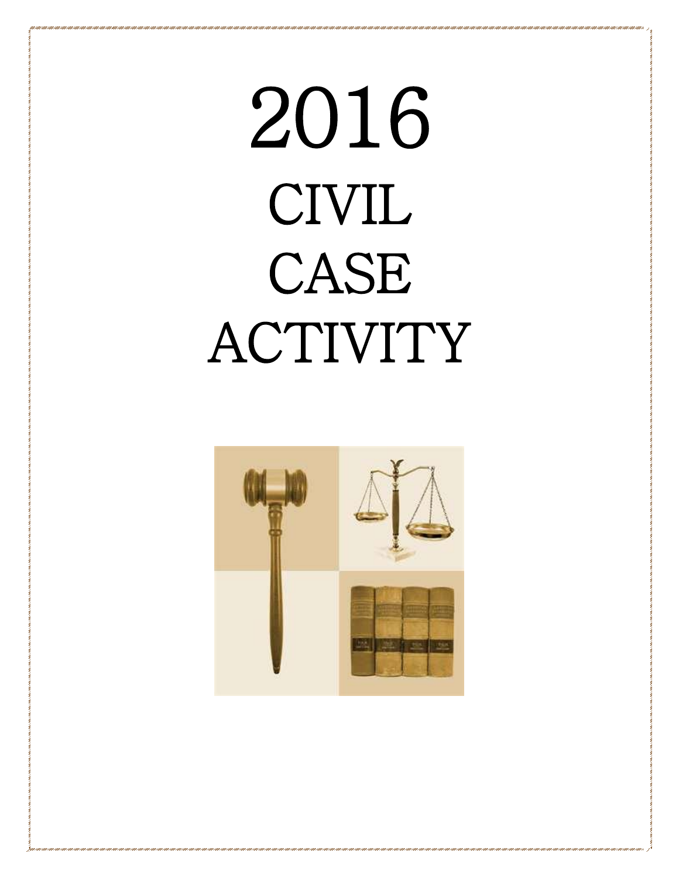# 2016
# CIVIL
# CASE
# ACTIVITY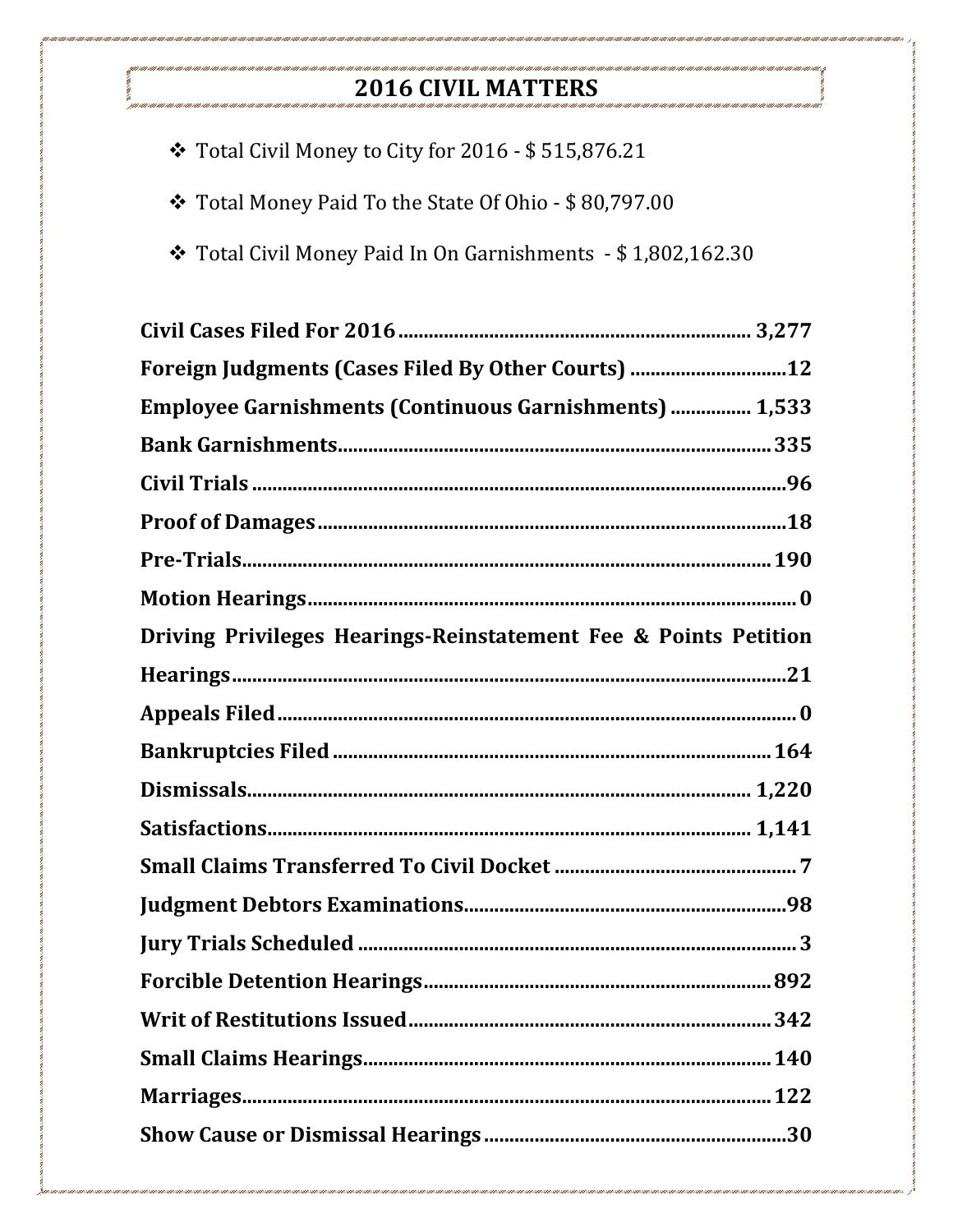## 2016 CIVIL MATTERS

- Total Civil Money to City for 2016 - $ 515,876.21
- Total Money Paid To the State Of Ohio - $ 80,797.00
- Total Civil Money Paid In On Garnishments - $ 1,802,162.30

| | |
|---|---|
| **Civil Cases Filed For 2016** | **3,277** |
| **Foreign Judgments (Cases Filed By Other Courts)** | **12** |
| **Employee Garnishments (Continuous Garnishments)** | **1,533** |
| **Bank Garnishments** | **335** |
| **Civil Trials** | **96** |
| **Proof of Damages** | **18** |
| **Pre-Trials** | **190** |
| **Motion Hearings** | **0** |
| **Driving Privileges Hearings-Reinstatement Fee & Points Petition Hearings** | **21** |
| **Appeals Filed** | **0** |
| **Bankruptcies Filed** | **164** |
| **Dismissals** | **1,220** |
| **Satisfactions** | **1,141** |
| **Small Claims Transferred To Civil Docket** | **7** |
| **Judgment Debtors Examinations** | **98** |
| **Jury Trials Scheduled** | **3** |
| **Forcible Detention Hearings** | **892** |
| **Writ of Restitutions Issued** | **342** |
| **Small Claims Hearings** | **140** |
| **Marriages** | **122** |
| **Show Cause or Dismissal Hearings** | **30** |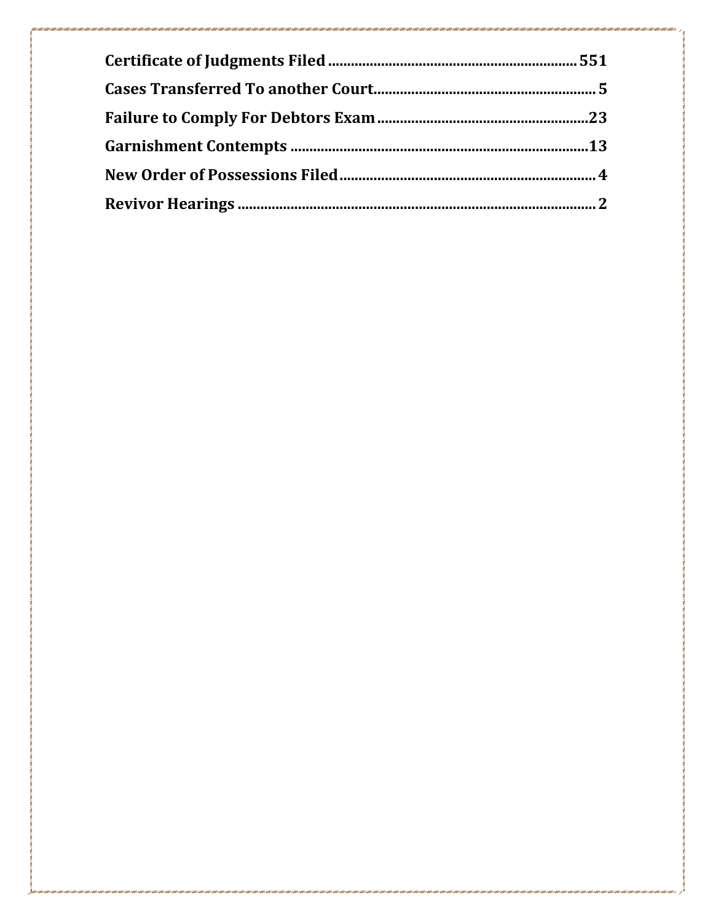**Certificate of Judgments Filed................................................................551**

**Cases Transferred To another Court........................................................ 5**

**Failure to Comply For Debtors Exam......................................................23**

**Garnishment Contempts .............................................................................13**

**New Order of Possessions Filed.................................................................. 4**

**Revivor Hearings ............................................................................................ 2**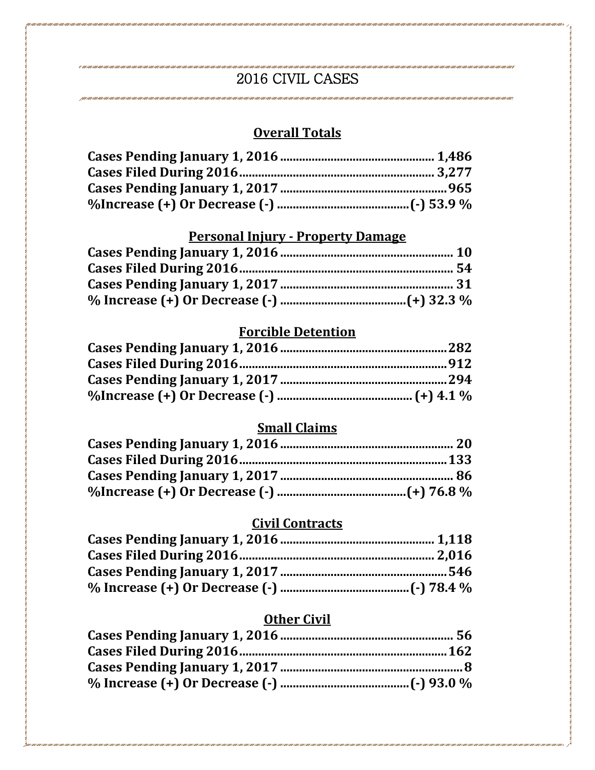# 2016 CIVIL CASES

## Overall Totals

**Cases Pending January 1, 2016 ................................................ 1,486**
**Cases Filed During 2016 ............................................................ 3,277**
**Cases Pending January 1, 2017 .................................................... 965**
**%Increase (+) Or Decrease (-) ........................................ (-) 53.9 %**

## Personal Injury - Property Damage

**Cases Pending January 1, 2016 ...................................................... 10**
**Cases Filed During 2016 ................................................................... 54**
**Cases Pending January 1, 2017 ...................................................... 31**
**% Increase (+) Or Decrease (-) ...................................... (+) 32.3 %**

## Forcible Detention

**Cases Pending January 1, 2016 .................................................... 282**
**Cases Filed During 2016 ................................................................. 912**
**Cases Pending January 1, 2017 .................................................... 294**
**%Increase (+) Or Decrease (-) ........................................... (+) 4.1 %**

## Small Claims

**Cases Pending January 1, 2016 ...................................................... 20**
**Cases Filed During 2016 ................................................................. 133**
**Cases Pending January 1, 2017 ...................................................... 86**
**%Increase (+) Or Decrease (-) ........................................ (+) 76.8 %**

## Civil Contracts

**Cases Pending January 1, 2016 ................................................ 1,118**
**Cases Filed During 2016 ............................................................ 2,016**
**Cases Pending January 1, 2017 .................................................... 546**
**% Increase (+) Or Decrease (-) ....................................... (-) 78.4 %**

## Other Civil

**Cases Pending January 1, 2016 ...................................................... 56**
**Cases Filed During 2016 ................................................................. 162**
**Cases Pending January 1, 2017 ......................................................... 8**
**% Increase (+) Or Decrease (-) ....................................... (-) 93.0 %**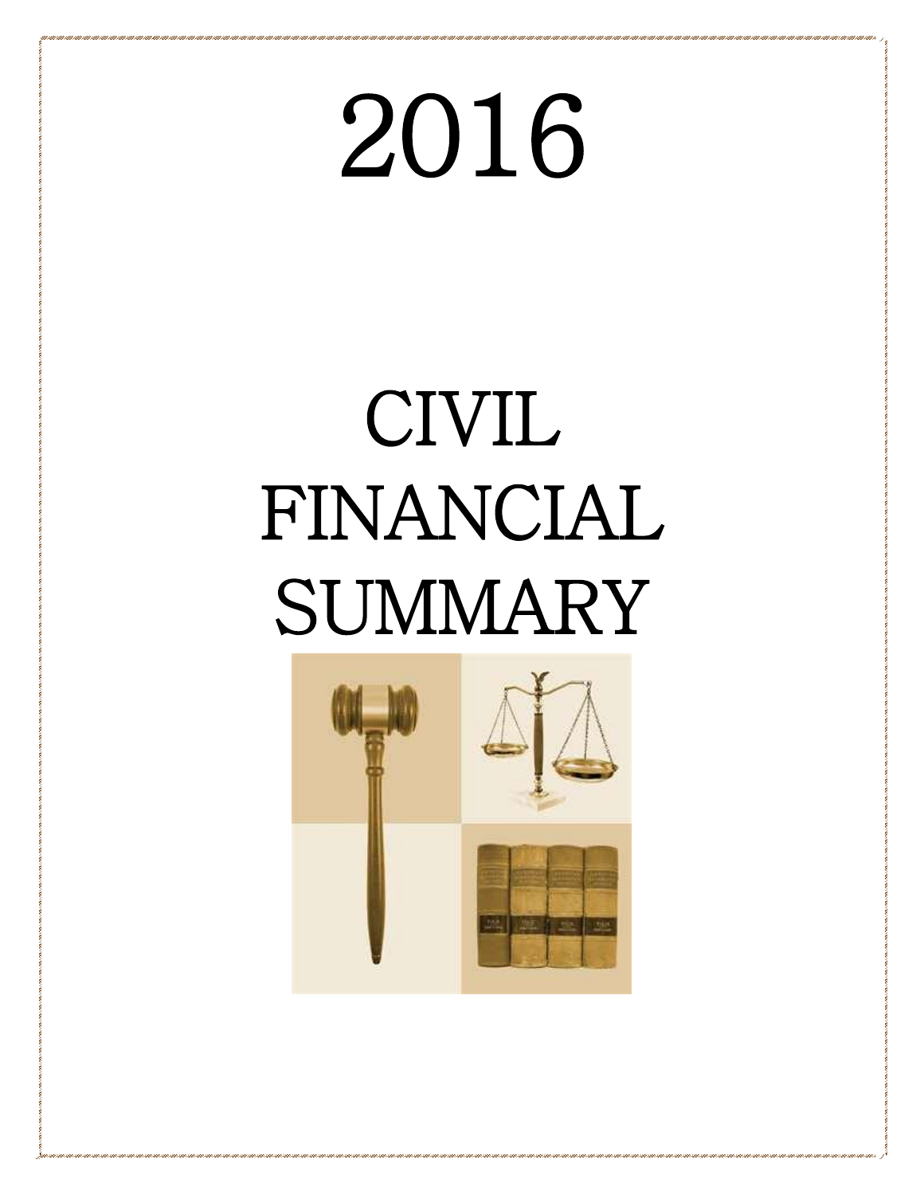# 2016

# CIVIL FINANCIAL SUMMARY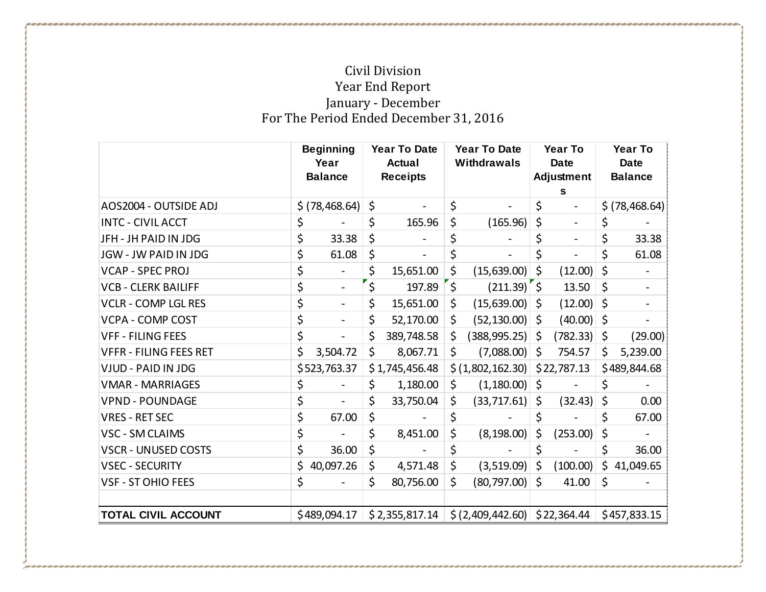Civil Division
Year End Report
January - December
For The Period Ended December 31, 2016

| | Beginning Year Balance | Year To Date Actual Receipts | Year To Date Withdrawals | Year To Date Adjustments | Year To Date Balance |
|---|---|---|---|---|---|
| AOS2004 - OUTSIDE ADJ | $ (78,468.64) | $ - | $ - | $ - | $ (78,468.64) |
| INTC - CIVIL ACCT | $ - | $ 165.96 | $ (165.96) | $ - | $ - |
| JFH - JH PAID IN JDG | $ 33.38 | $ - | $ - | $ - | $ 33.38 |
| JGW - JW PAID IN JDG | $ 61.08 | $ - | $ - | $ - | $ 61.08 |
| VCAP - SPEC PROJ | $ - | $ 15,651.00 | $ (15,639.00) | $ (12.00) | $ - |
| VCB - CLERK BAILIFF | $ - | $ 197.89 | $ (211.39) | $ 13.50 | $ - |
| VCLR - COMP LGL RES | $ - | $ 15,651.00 | $ (15,639.00) | $ (12.00) | $ - |
| VCPA - COMP COST | $ - | $ 52,170.00 | $ (52,130.00) | $ (40.00) | $ - |
| VFF - FILING FEES | $ - | $ 389,748.58 | $ (388,995.25) | $ (782.33) | $ (29.00) |
| VFFR - FILING FEES RET | $ 3,504.72 | $ 8,067.71 | $ (7,088.00) | $ 754.57 | $ 5,239.00 |
| VJUD - PAID IN JDG | $ 523,763.37 | $ 1,745,456.48 | $ (1,802,162.30) | $ 22,787.13 | $ 489,844.68 |
| VMAR - MARRIAGES | $ - | $ 1,180.00 | $ (1,180.00) | $ - | $ - |
| VPND - POUNDAGE | $ - | $ 33,750.04 | $ (33,717.61) | $ (32.43) | $ 0.00 |
| VRES - RET SEC | $ 67.00 | $ - | $ - | $ - | $ 67.00 |
| VSC - SM CLAIMS | $ - | $ 8,451.00 | $ (8,198.00) | $ (253.00) | $ - |
| VSCR - UNUSED COSTS | $ 36.00 | $ - | $ - | $ - | $ 36.00 |
| VSEC - SECURITY | $ 40,097.26 | $ 4,571.48 | $ (3,519.09) | $ (100.00) | $ 41,049.65 |
| VSF - ST OHIO FEES | $ - | $ 80,756.00 | $ (80,797.00) | $ 41.00 | $ - |
| | | | | | |
| **TOTAL CIVIL ACCOUNT** | $ 489,094.17 | $ 2,355,817.14 | $ (2,409,442.60) | $ 22,364.44 | $ 457,833.15 |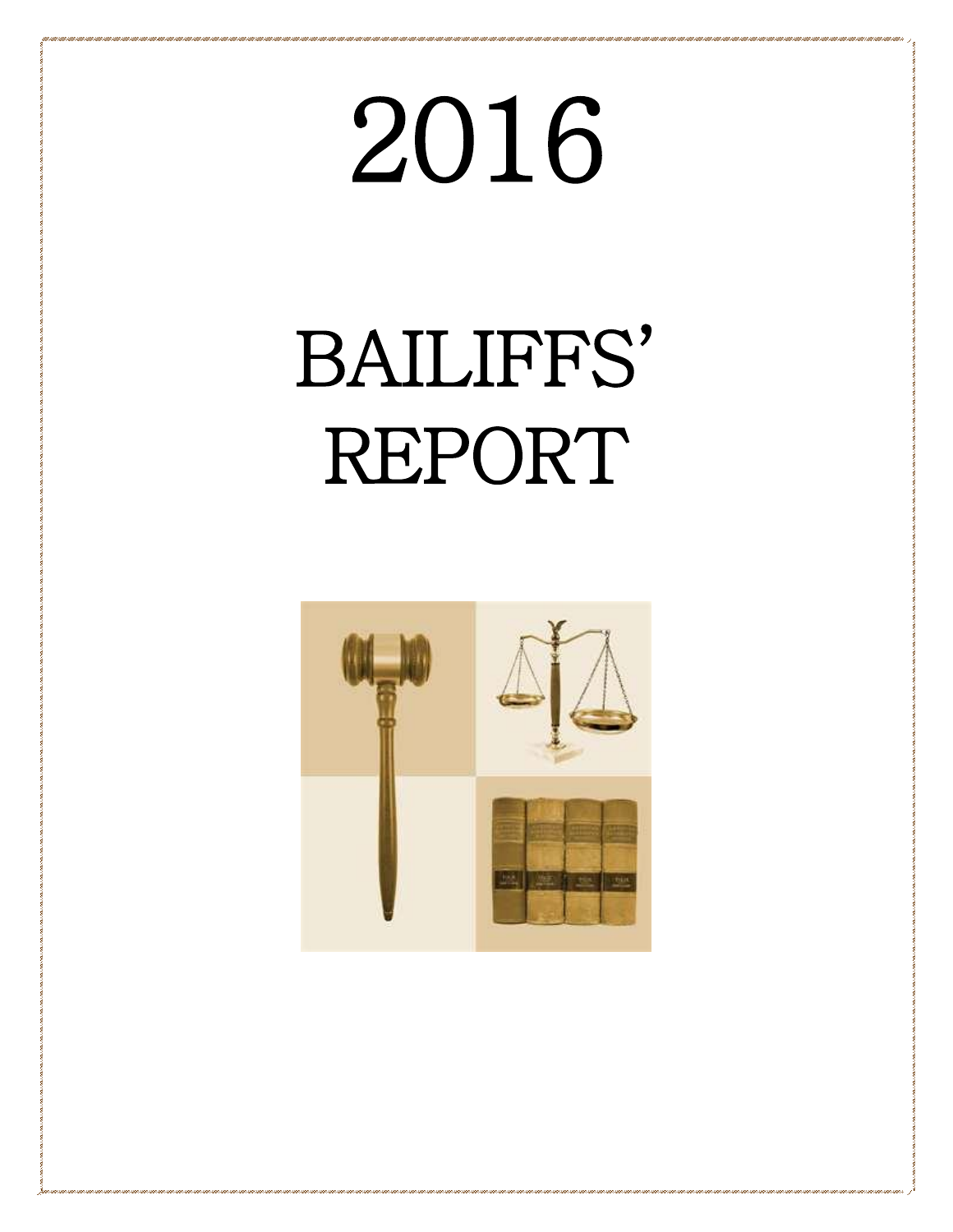# 2016

# BAILIFFS' REPORT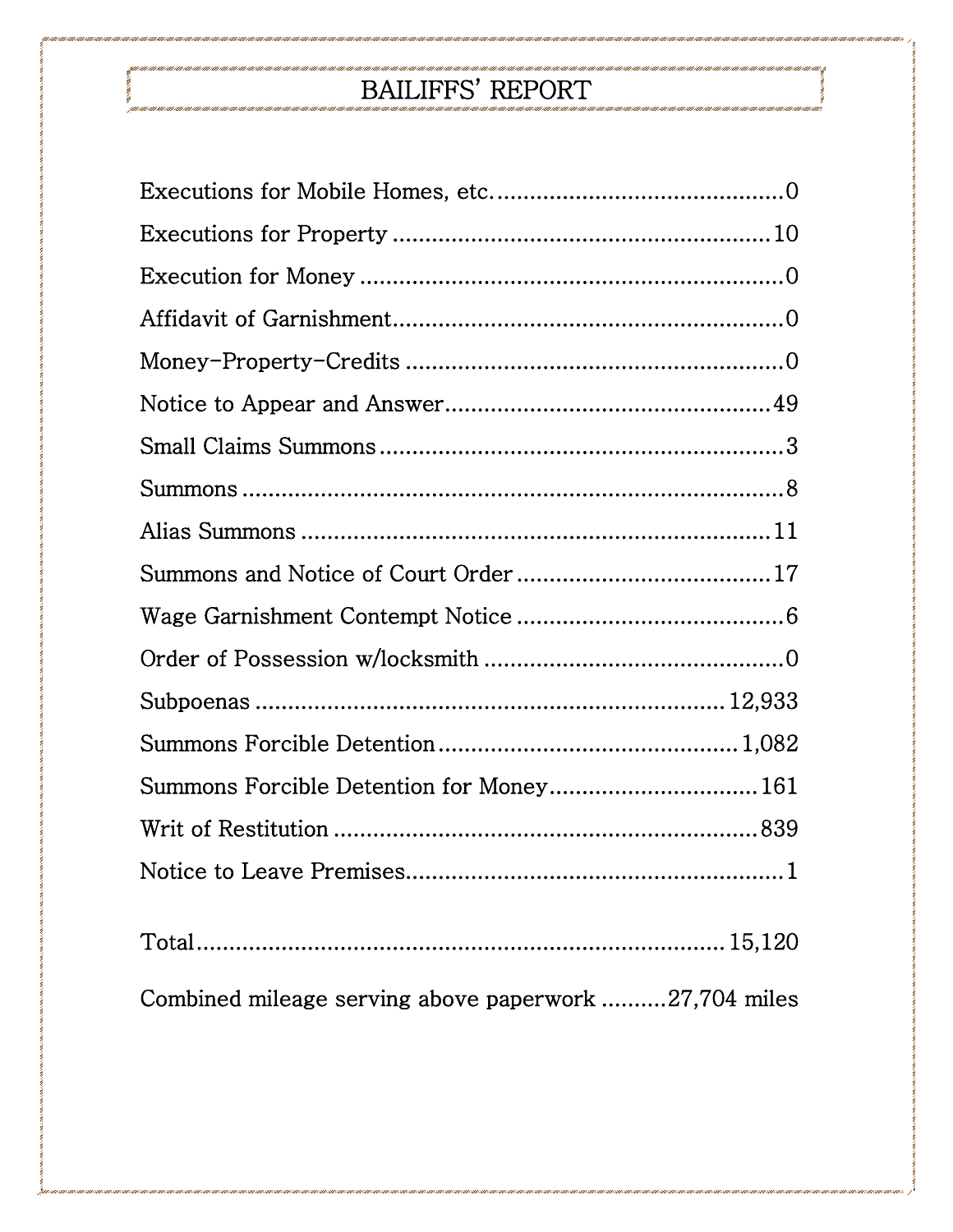# BAILIFFS' REPORT

| Item | Count |
|---|---|
| Executions for Mobile Homes, etc. | 0 |
| Executions for Property | 10 |
| Execution for Money | 0 |
| Affidavit of Garnishment | 0 |
| Money-Property-Credits | 0 |
| Notice to Appear and Answer | 49 |
| Small Claims Summons | 3 |
| Summons | 8 |
| Alias Summons | 11 |
| Summons and Notice of Court Order | 17 |
| Wage Garnishment Contempt Notice | 6 |
| Order of Possession w/locksmith | 0 |
| Subpoenas | 12,933 |
| Summons Forcible Detention | 1,082 |
| Summons Forcible Detention for Money | 161 |
| Writ of Restitution | 839 |
| Notice to Leave Premises | 1 |
| Total | 15,120 |

Combined mileage serving above paperwork ..........27,704 miles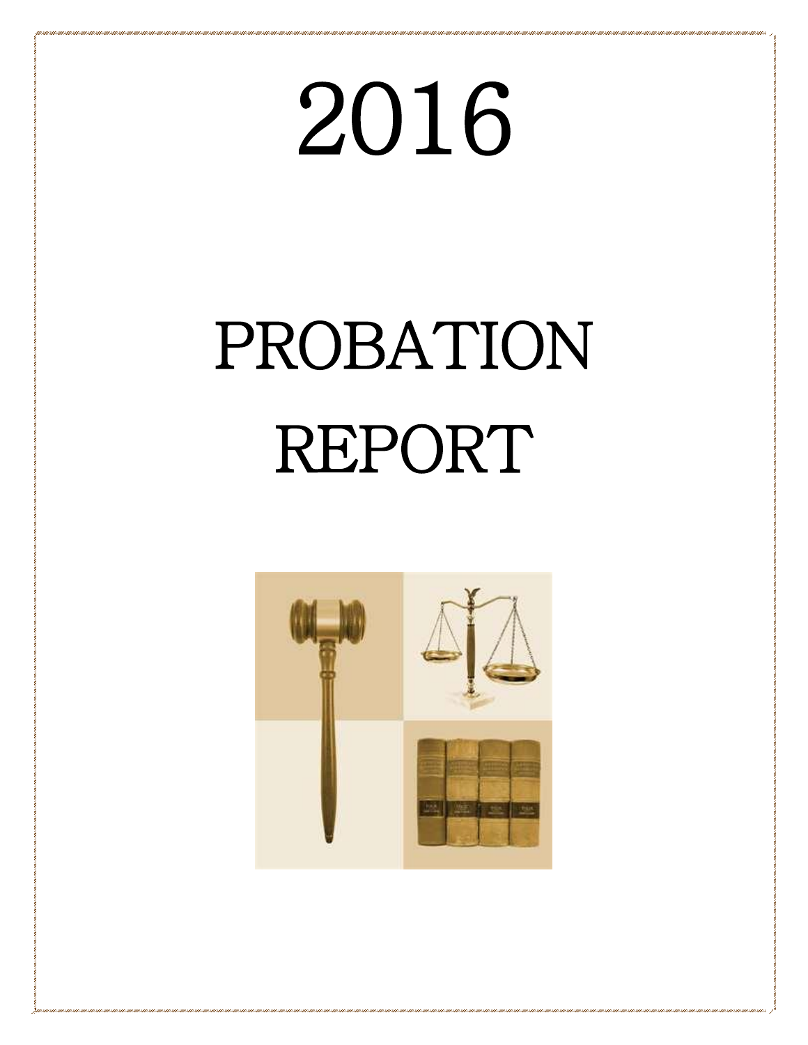# 2016

# PROBATION REPORT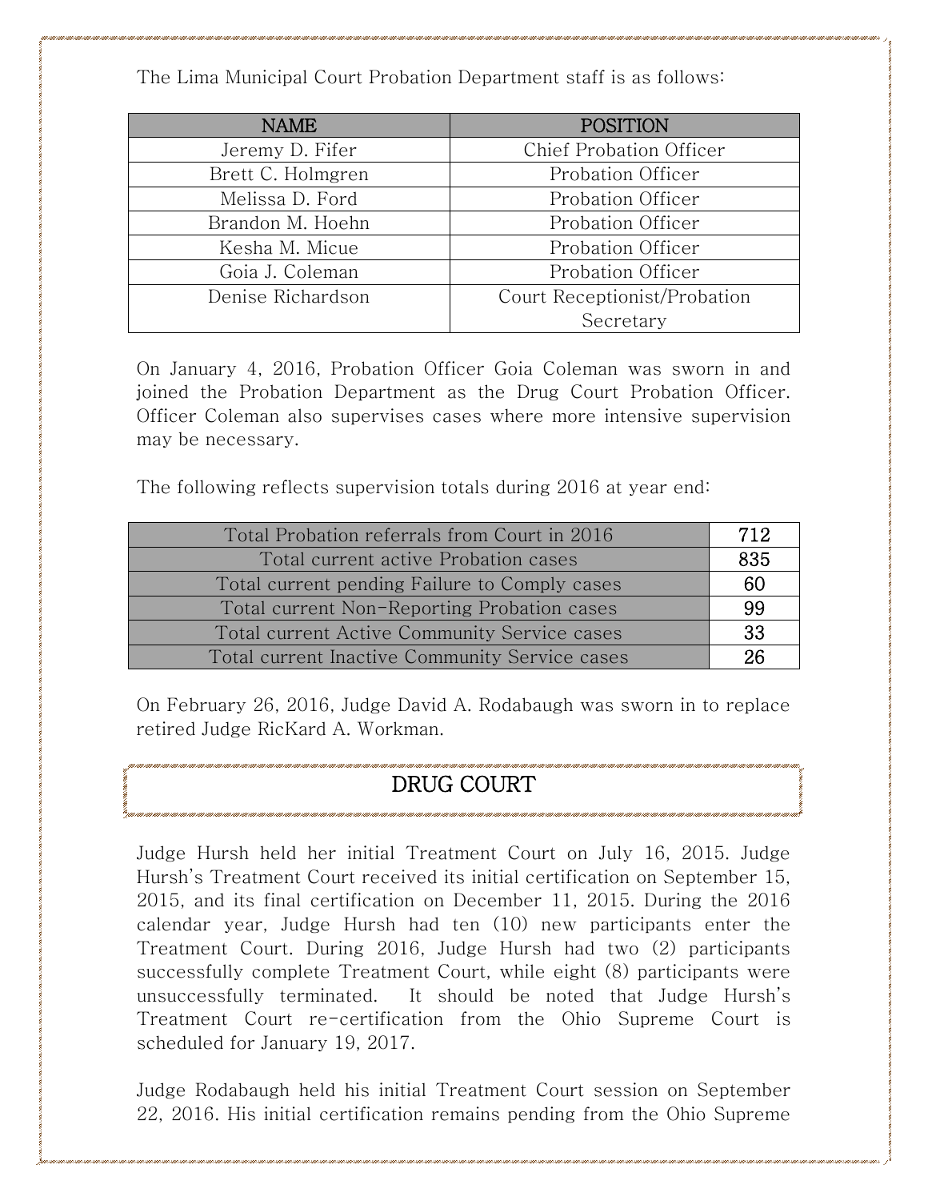The Lima Municipal Court Probation Department staff is as follows:

| NAME | POSITION |
|---|---|
| Jeremy D. Fifer | Chief Probation Officer |
| Brett C. Holmgren | Probation Officer |
| Melissa D. Ford | Probation Officer |
| Brandon M. Hoehn | Probation Officer |
| Kesha M. Micue | Probation Officer |
| Goia J. Coleman | Probation Officer |
| Denise Richardson | Court Receptionist/Probation Secretary |

On January 4, 2016, Probation Officer Goia Coleman was sworn in and joined the Probation Department as the Drug Court Probation Officer. Officer Coleman also supervises cases where more intensive supervision may be necessary.

The following reflects supervision totals during 2016 at year end:

| | |
|---|---|
| Total Probation referrals from Court in 2016 | 712 |
| Total current active Probation cases | 835 |
| Total current pending Failure to Comply cases | 60 |
| Total current Non-Reporting Probation cases | 99 |
| Total current Active Community Service cases | 33 |
| Total current Inactive Community Service cases | 26 |

On February 26, 2016, Judge David A. Rodabaugh was sworn in to replace retired Judge RicKard A. Workman.

## DRUG COURT

Judge Hursh held her initial Treatment Court on July 16, 2015. Judge Hursh's Treatment Court received its initial certification on September 15, 2015, and its final certification on December 11, 2015. During the 2016 calendar year, Judge Hursh had ten (10) new participants enter the Treatment Court. During 2016, Judge Hursh had two (2) participants successfully complete Treatment Court, while eight (8) participants were unsuccessfully terminated. It should be noted that Judge Hursh's Treatment Court re-certification from the Ohio Supreme Court is scheduled for January 19, 2017.

Judge Rodabaugh held his initial Treatment Court session on September 22, 2016. His initial certification remains pending from the Ohio Supreme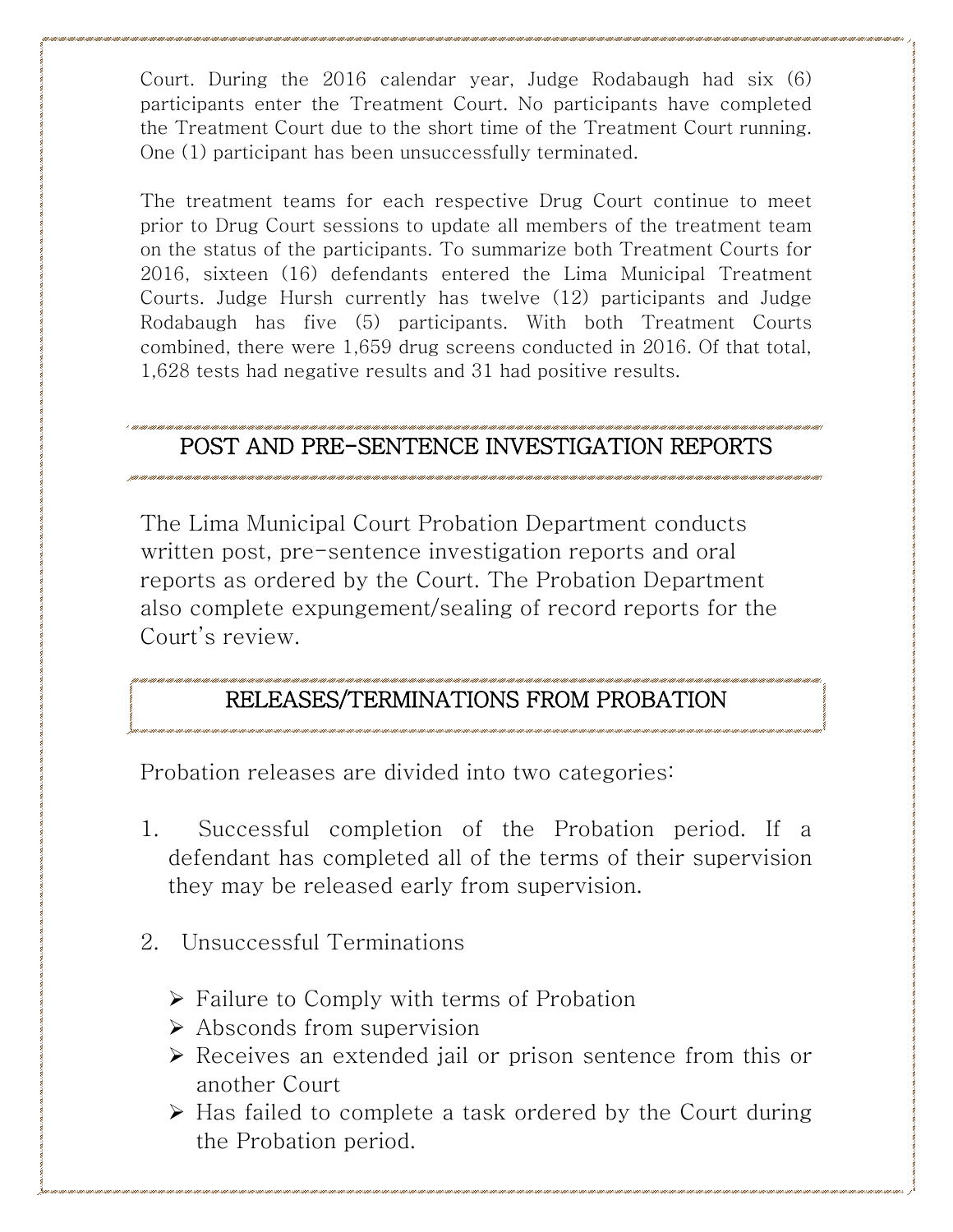Court. During the 2016 calendar year, Judge Rodabaugh had six (6) participants enter the Treatment Court. No participants have completed the Treatment Court due to the short time of the Treatment Court running. One (1) participant has been unsuccessfully terminated.

The treatment teams for each respective Drug Court continue to meet prior to Drug Court sessions to update all members of the treatment team on the status of the participants. To summarize both Treatment Courts for 2016, sixteen (16) defendants entered the Lima Municipal Treatment Courts. Judge Hursh currently has twelve (12) participants and Judge Rodabaugh has five (5) participants. With both Treatment Courts combined, there were 1,659 drug screens conducted in 2016. Of that total, 1,628 tests had negative results and 31 had positive results.

## POST AND PRE-SENTENCE INVESTIGATION REPORTS

The Lima Municipal Court Probation Department conducts written post, pre-sentence investigation reports and oral reports as ordered by the Court. The Probation Department also complete expungement/sealing of record reports for the Court's review.

## RELEASES/TERMINATIONS FROM PROBATION

Probation releases are divided into two categories:

1. Successful completion of the Probation period. If a defendant has completed all of the terms of their supervision they may be released early from supervision.

2. Unsuccessful Terminations

   - Failure to Comply with terms of Probation
   - Absconds from supervision
   - Receives an extended jail or prison sentence from this or another Court
   - Has failed to complete a task ordered by the Court during the Probation period.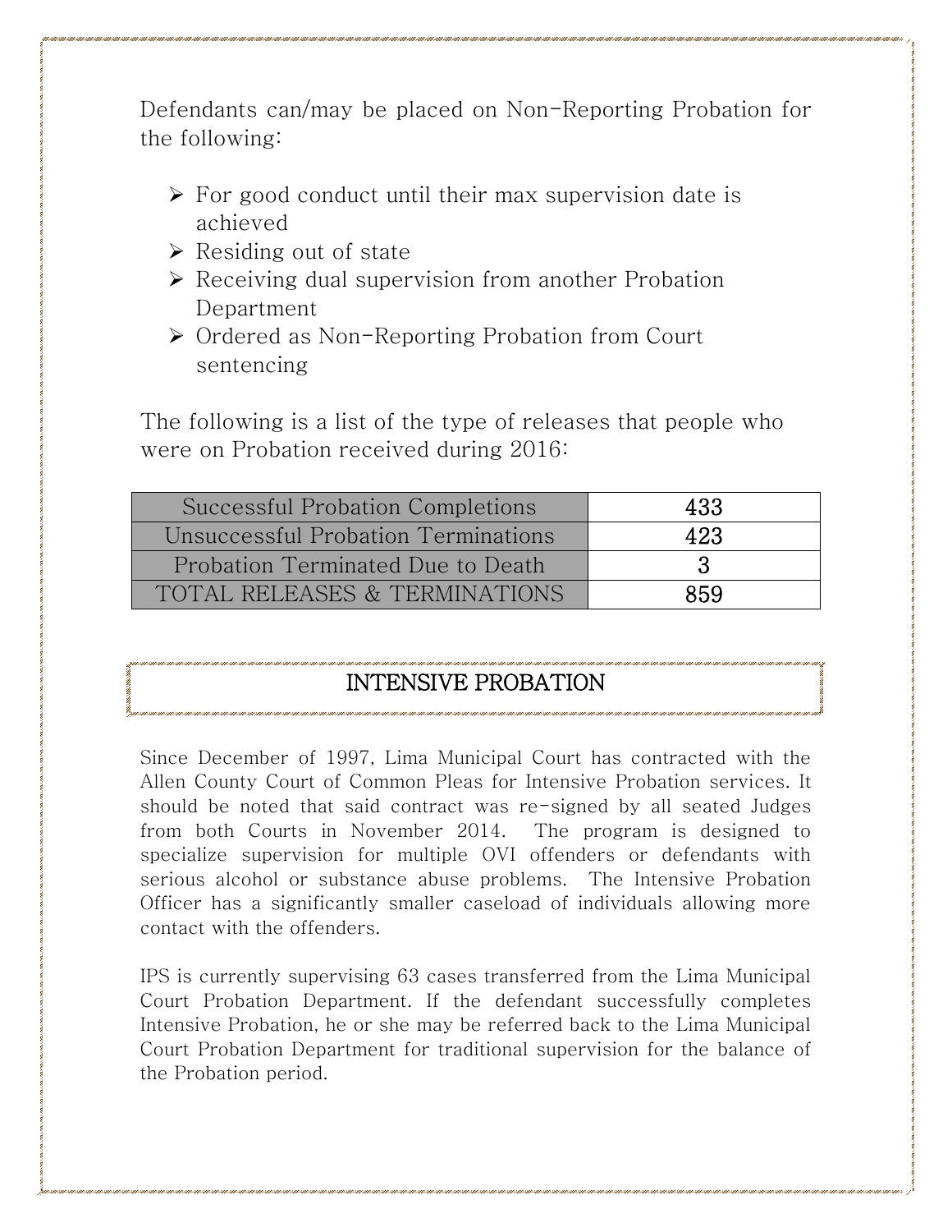Defendants can/may be placed on Non-Reporting Probation for the following:

- For good conduct until their max supervision date is achieved
- Residing out of state
- Receiving dual supervision from another Probation Department
- Ordered as Non-Reporting Probation from Court sentencing

The following is a list of the type of releases that people who were on Probation received during 2016:

| | |
|---|---|
| Successful Probation Completions | 433 |
| Unsuccessful Probation Terminations | 423 |
| Probation Terminated Due to Death | 3 |
| TOTAL RELEASES & TERMINATIONS | 859 |

## INTENSIVE PROBATION

Since December of 1997, Lima Municipal Court has contracted with the Allen County Court of Common Pleas for Intensive Probation services. It should be noted that said contract was re-signed by all seated Judges from both Courts in November 2014. The program is designed to specialize supervision for multiple OVI offenders or defendants with serious alcohol or substance abuse problems. The Intensive Probation Officer has a significantly smaller caseload of individuals allowing more contact with the offenders.

IPS is currently supervising 63 cases transferred from the Lima Municipal Court Probation Department. If the defendant successfully completes Intensive Probation, he or she may be referred back to the Lima Municipal Court Probation Department for traditional supervision for the balance of the Probation period.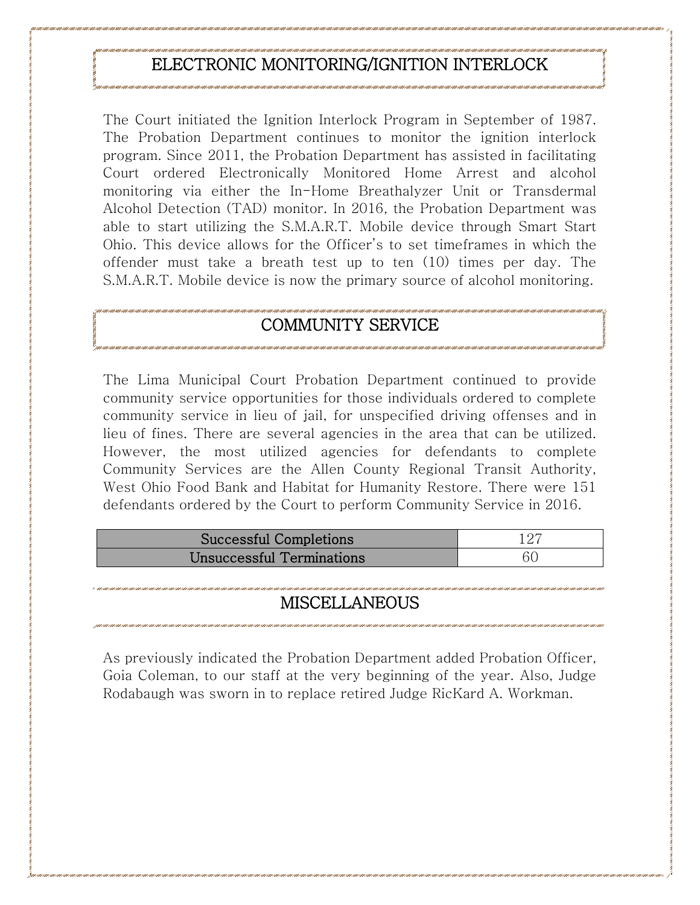## ELECTRONIC MONITORING/IGNITION INTERLOCK

The Court initiated the Ignition Interlock Program in September of 1987. The Probation Department continues to monitor the ignition interlock program. Since 2011, the Probation Department has assisted in facilitating Court ordered Electronically Monitored Home Arrest and alcohol monitoring via either the In-Home Breathalyzer Unit or Transdermal Alcohol Detection (TAD) monitor. In 2016, the Probation Department was able to start utilizing the S.M.A.R.T. Mobile device through Smart Start Ohio. This device allows for the Officer's to set timeframes in which the offender must take a breath test up to ten (10) times per day. The S.M.A.R.T. Mobile device is now the primary source of alcohol monitoring.

## COMMUNITY SERVICE

The Lima Municipal Court Probation Department continued to provide community service opportunities for those individuals ordered to complete community service in lieu of jail, for unspecified driving offenses and in lieu of fines. There are several agencies in the area that can be utilized. However, the most utilized agencies for defendants to complete Community Services are the Allen County Regional Transit Authority, West Ohio Food Bank and Habitat for Humanity Restore. There were 151 defendants ordered by the Court to perform Community Service in 2016.

| | |
|---|---|
| **Successful Completions** | 127 |
| **Unsuccessful Terminations** | 60 |

## MISCELLANEOUS

As previously indicated the Probation Department added Probation Officer, Goia Coleman, to our staff at the very beginning of the year. Also, Judge Rodabaugh was sworn in to replace retired Judge RicKard A. Workman.